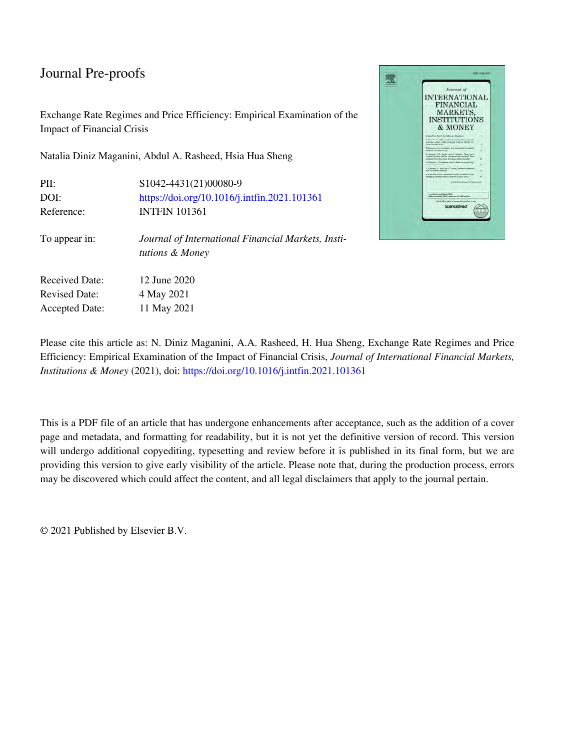Journal Pre-proofs

Exchange Rate Regimes and Price Efficiency: Empirical Examination of the Impact of Financial Crisis

Natalia Diniz Maganini, Abdul A. Rasheed, Hsia Hua Sheng

| | |
|---|---|
| PII: | S1042-4431(21)00080-9 |
| DOI: | https://doi.org/10.1016/j.intfin.2021.101361 |
| Reference: | INTFIN 101361 |
| To appear in: | *Journal of International Financial Markets, Institutions & Money* |
| Received Date: | 12 June 2020 |
| Revised Date: | 4 May 2021 |
| Accepted Date: | 11 May 2021 |

Please cite this article as: N. Diniz Maganini, A.A. Rasheed, H. Hua Sheng, Exchange Rate Regimes and Price Efficiency: Empirical Examination of the Impact of Financial Crisis, *Journal of International Financial Markets, Institutions & Money* (2021), doi: https://doi.org/10.1016/j.intfin.2021.101361

This is a PDF file of an article that has undergone enhancements after acceptance, such as the addition of a cover page and metadata, and formatting for readability, but it is not yet the definitive version of record. This version will undergo additional copyediting, typesetting and review before it is published in its final form, but we are providing this version to give early visibility of the article. Please note that, during the production process, errors may be discovered which could affect the content, and all legal disclaimers that apply to the journal pertain.

© 2021 Published by Elsevier B.V.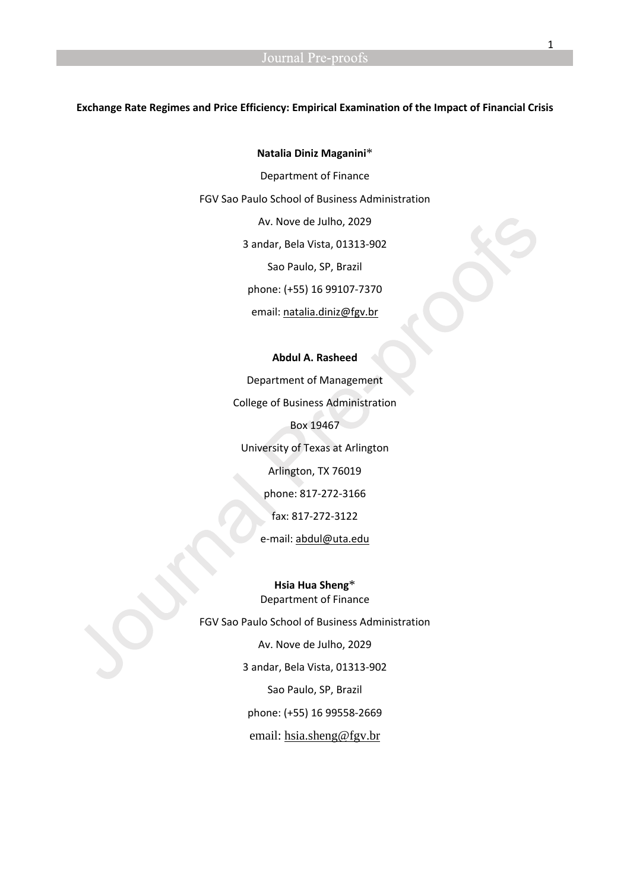**Exchange Rate Regimes and Price Efficiency: Empirical Examination of the Impact of Financial Crisis**

**Natalia Diniz Maganini***

Department of Finance

FGV Sao Paulo School of Business Administration

Av. Nove de Julho, 2029

3 andar, Bela Vista, 01313-902

Sao Paulo, SP, Brazil

phone: (+55) 16 99107-7370

email: natalia.diniz@fgv.br

**Abdul A. Rasheed**

Department of Management

College of Business Administration

Box 19467

University of Texas at Arlington

Arlington, TX 76019

phone: 817-272-3166

fax: 817-272-3122

e-mail: abdul@uta.edu

**Hsia Hua Sheng***

Department of Finance

FGV Sao Paulo School of Business Administration

Av. Nove de Julho, 2029

3 andar, Bela Vista, 01313-902

Sao Paulo, SP, Brazil

phone: (+55) 16 99558-2669

email: hsia.sheng@fgv.br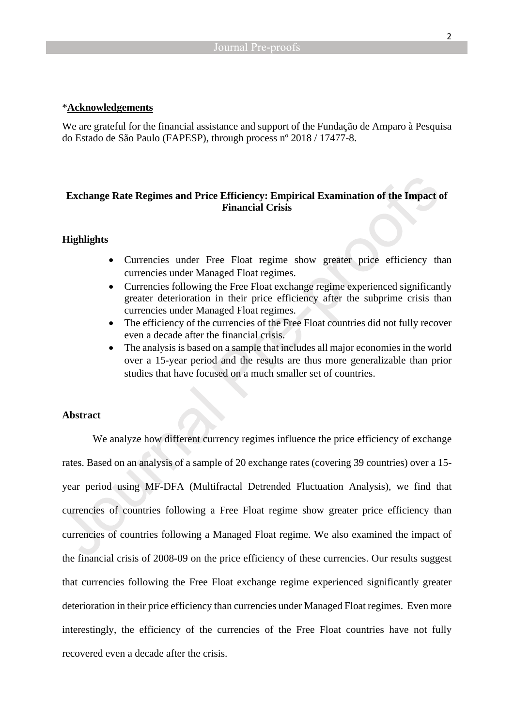\***Acknowledgements**

We are grateful for the financial assistance and support of the Fundação de Amparo à Pesquisa do Estado de São Paulo (FAPESP), through process nº 2018 / 17477-8.

## Exchange Rate Regimes and Price Efficiency: Empirical Examination of the Impact of Financial Crisis

### Highlights

- Currencies under Free Float regime show greater price efficiency than currencies under Managed Float regimes.
- Currencies following the Free Float exchange regime experienced significantly greater deterioration in their price efficiency after the subprime crisis than currencies under Managed Float regimes.
- The efficiency of the currencies of the Free Float countries did not fully recover even a decade after the financial crisis.
- The analysis is based on a sample that includes all major economies in the world over a 15-year period and the results are thus more generalizable than prior studies that have focused on a much smaller set of countries.

### Abstract

We analyze how different currency regimes influence the price efficiency of exchange rates. Based on an analysis of a sample of 20 exchange rates (covering 39 countries) over a 15-year period using MF-DFA (Multifractal Detrended Fluctuation Analysis), we find that currencies of countries following a Free Float regime show greater price efficiency than currencies of countries following a Managed Float regime. We also examined the impact of the financial crisis of 2008-09 on the price efficiency of these currencies. Our results suggest that currencies following the Free Float exchange regime experienced significantly greater deterioration in their price efficiency than currencies under Managed Float regimes. Even more interestingly, the efficiency of the currencies of the Free Float countries have not fully recovered even a decade after the crisis.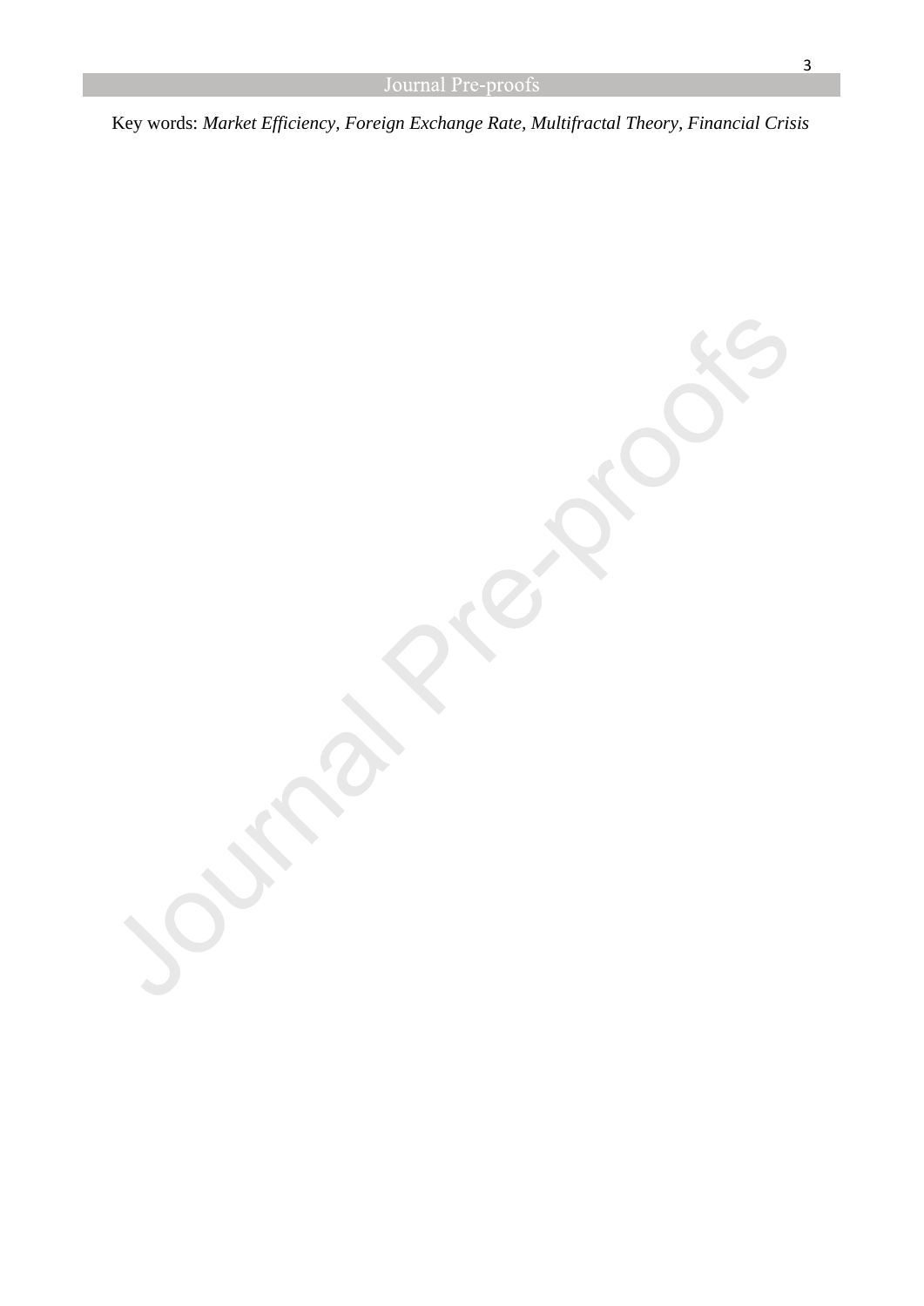Key words: *Market Efficiency, Foreign Exchange Rate, Multifractal Theory, Financial Crisis*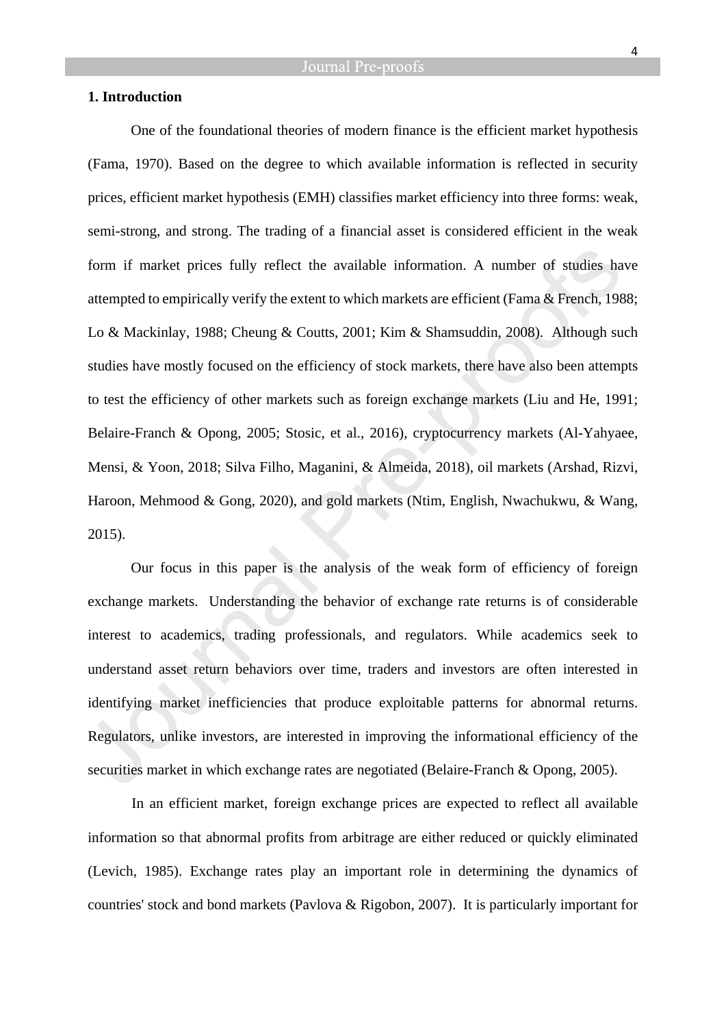## 1. Introduction

One of the foundational theories of modern finance is the efficient market hypothesis (Fama, 1970). Based on the degree to which available information is reflected in security prices, efficient market hypothesis (EMH) classifies market efficiency into three forms: weak, semi-strong, and strong. The trading of a financial asset is considered efficient in the weak form if market prices fully reflect the available information. A number of studies have attempted to empirically verify the extent to which markets are efficient (Fama & French, 1988; Lo & Mackinlay, 1988; Cheung & Coutts, 2001; Kim & Shamsuddin, 2008). Although such studies have mostly focused on the efficiency of stock markets, there have also been attempts to test the efficiency of other markets such as foreign exchange markets (Liu and He, 1991; Belaire-Franch & Opong, 2005; Stosic, et al., 2016), cryptocurrency markets (Al-Yahyaee, Mensi, & Yoon, 2018; Silva Filho, Maganini, & Almeida, 2018), oil markets (Arshad, Rizvi, Haroon, Mehmood & Gong, 2020), and gold markets (Ntim, English, Nwachukwu, & Wang, 2015).

Our focus in this paper is the analysis of the weak form of efficiency of foreign exchange markets. Understanding the behavior of exchange rate returns is of considerable interest to academics, trading professionals, and regulators. While academics seek to understand asset return behaviors over time, traders and investors are often interested in identifying market inefficiencies that produce exploitable patterns for abnormal returns. Regulators, unlike investors, are interested in improving the informational efficiency of the securities market in which exchange rates are negotiated (Belaire-Franch & Opong, 2005).

In an efficient market, foreign exchange prices are expected to reflect all available information so that abnormal profits from arbitrage are either reduced or quickly eliminated (Levich, 1985). Exchange rates play an important role in determining the dynamics of countries' stock and bond markets (Pavlova & Rigobon, 2007). It is particularly important for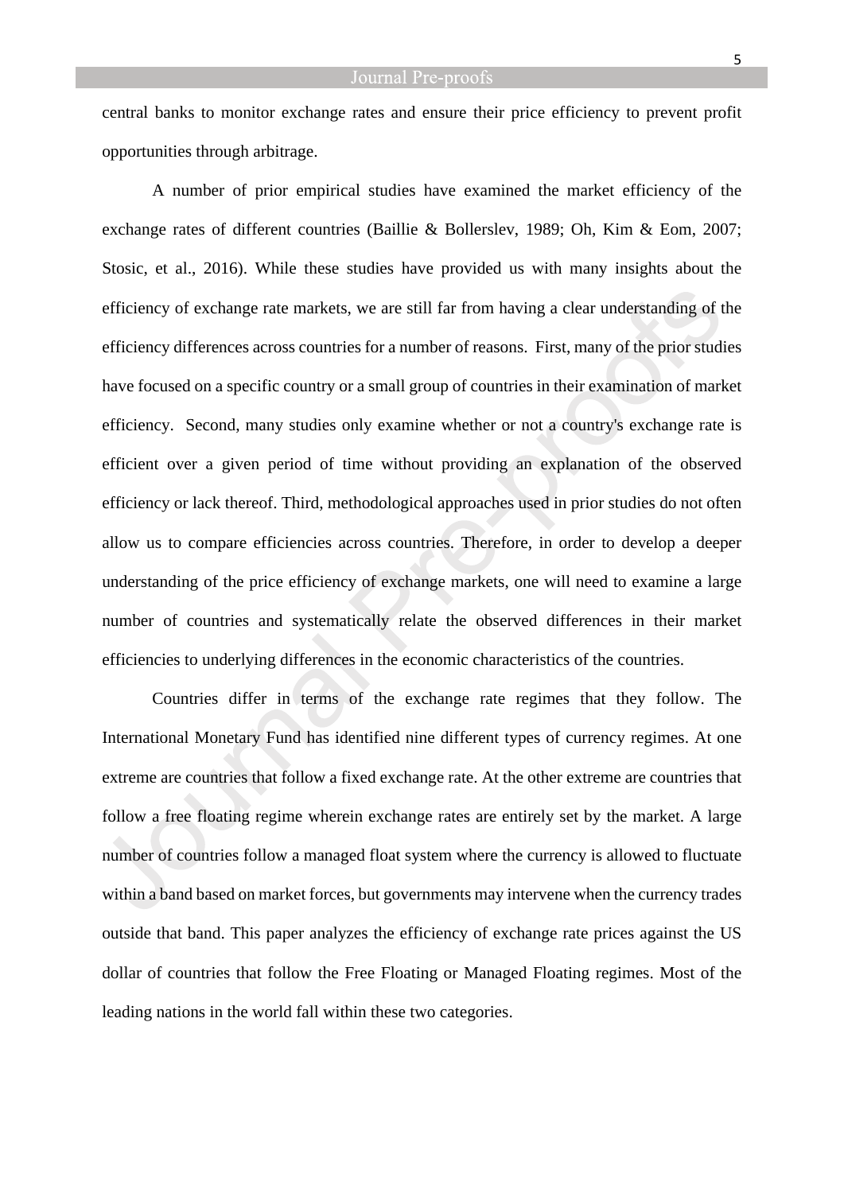central banks to monitor exchange rates and ensure their price efficiency to prevent profit opportunities through arbitrage.

A number of prior empirical studies have examined the market efficiency of the exchange rates of different countries (Baillie & Bollerslev, 1989; Oh, Kim & Eom, 2007; Stosic, et al., 2016). While these studies have provided us with many insights about the efficiency of exchange rate markets, we are still far from having a clear understanding of the efficiency differences across countries for a number of reasons. First, many of the prior studies have focused on a specific country or a small group of countries in their examination of market efficiency. Second, many studies only examine whether or not a country's exchange rate is efficient over a given period of time without providing an explanation of the observed efficiency or lack thereof. Third, methodological approaches used in prior studies do not often allow us to compare efficiencies across countries. Therefore, in order to develop a deeper understanding of the price efficiency of exchange markets, one will need to examine a large number of countries and systematically relate the observed differences in their market efficiencies to underlying differences in the economic characteristics of the countries.

Countries differ in terms of the exchange rate regimes that they follow. The International Monetary Fund has identified nine different types of currency regimes. At one extreme are countries that follow a fixed exchange rate. At the other extreme are countries that follow a free floating regime wherein exchange rates are entirely set by the market. A large number of countries follow a managed float system where the currency is allowed to fluctuate within a band based on market forces, but governments may intervene when the currency trades outside that band. This paper analyzes the efficiency of exchange rate prices against the US dollar of countries that follow the Free Floating or Managed Floating regimes. Most of the leading nations in the world fall within these two categories.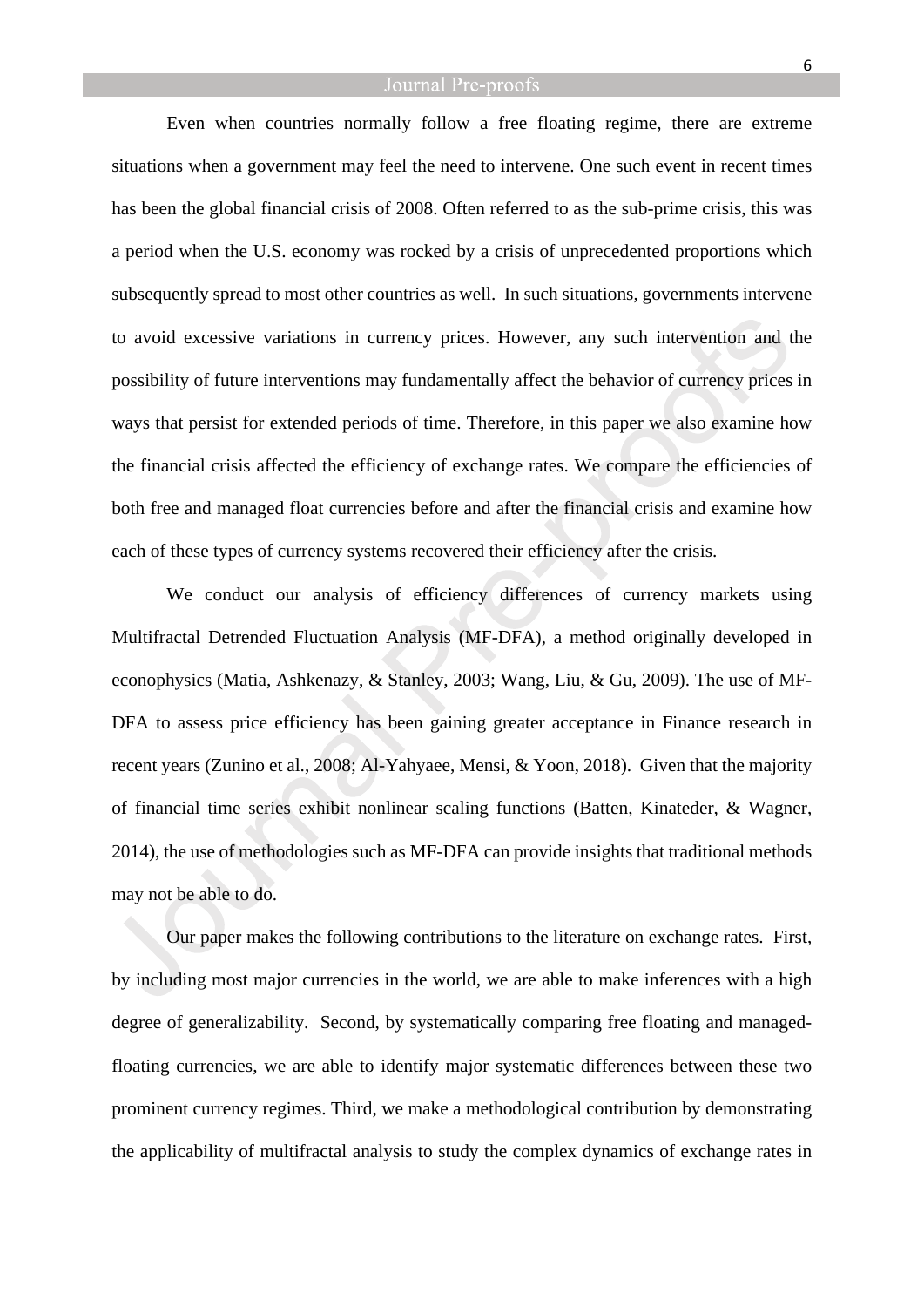Even when countries normally follow a free floating regime, there are extreme situations when a government may feel the need to intervene. One such event in recent times has been the global financial crisis of 2008. Often referred to as the sub-prime crisis, this was a period when the U.S. economy was rocked by a crisis of unprecedented proportions which subsequently spread to most other countries as well. In such situations, governments intervene to avoid excessive variations in currency prices. However, any such intervention and the possibility of future interventions may fundamentally affect the behavior of currency prices in ways that persist for extended periods of time. Therefore, in this paper we also examine how the financial crisis affected the efficiency of exchange rates. We compare the efficiencies of both free and managed float currencies before and after the financial crisis and examine how each of these types of currency systems recovered their efficiency after the crisis.

We conduct our analysis of efficiency differences of currency markets using Multifractal Detrended Fluctuation Analysis (MF-DFA), a method originally developed in econophysics (Matia, Ashkenazy, & Stanley, 2003; Wang, Liu, & Gu, 2009). The use of MF-DFA to assess price efficiency has been gaining greater acceptance in Finance research in recent years (Zunino et al., 2008; Al-Yahyaee, Mensi, & Yoon, 2018). Given that the majority of financial time series exhibit nonlinear scaling functions (Batten, Kinateder, & Wagner, 2014), the use of methodologies such as MF-DFA can provide insights that traditional methods may not be able to do.

Our paper makes the following contributions to the literature on exchange rates. First, by including most major currencies in the world, we are able to make inferences with a high degree of generalizability. Second, by systematically comparing free floating and managed-floating currencies, we are able to identify major systematic differences between these two prominent currency regimes. Third, we make a methodological contribution by demonstrating the applicability of multifractal analysis to study the complex dynamics of exchange rates in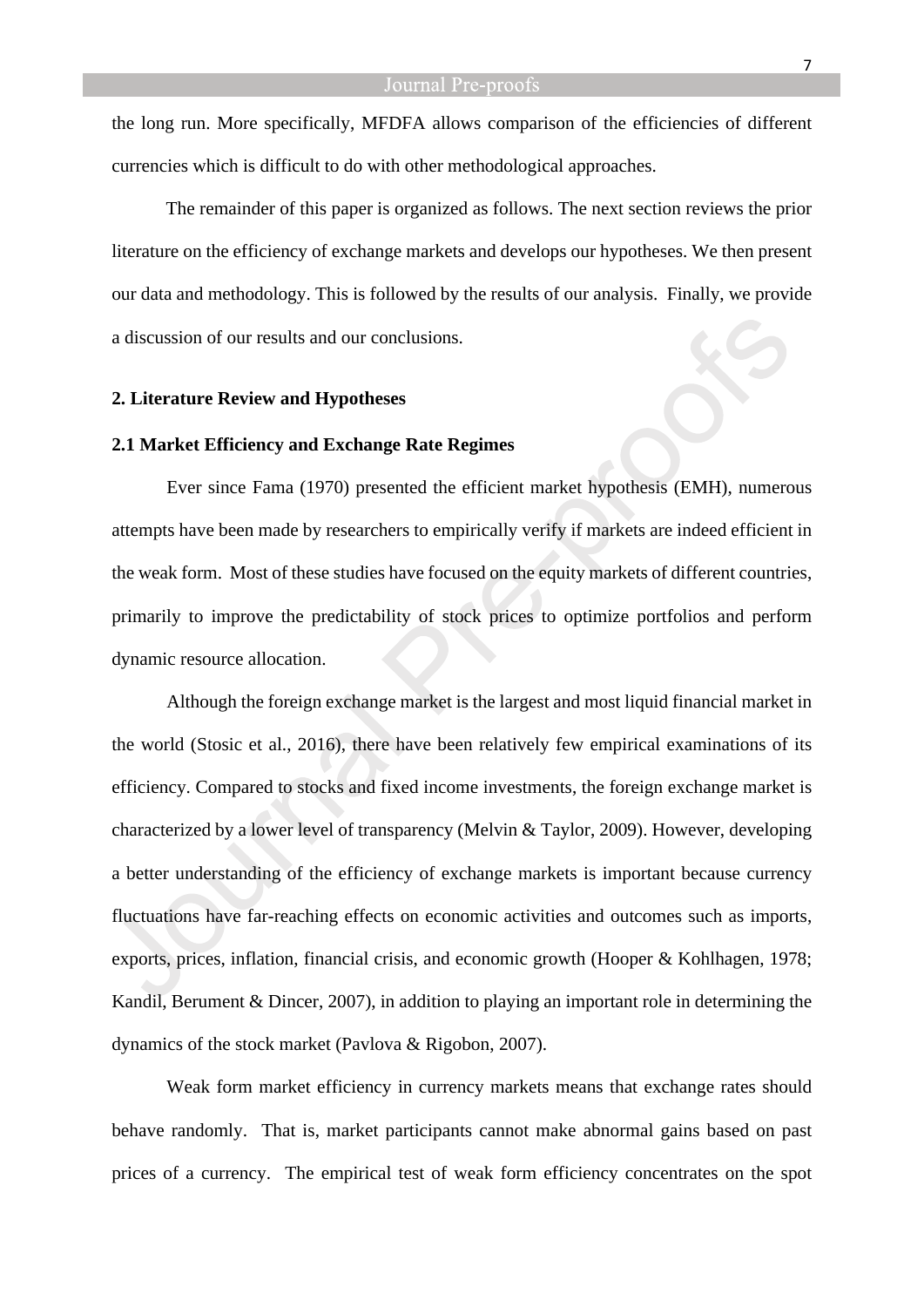the long run. More specifically, MFDFA allows comparison of the efficiencies of different currencies which is difficult to do with other methodological approaches.

The remainder of this paper is organized as follows. The next section reviews the prior literature on the efficiency of exchange markets and develops our hypotheses. We then present our data and methodology. This is followed by the results of our analysis. Finally, we provide a discussion of our results and our conclusions.

## 2. Literature Review and Hypotheses

### 2.1 Market Efficiency and Exchange Rate Regimes

Ever since Fama (1970) presented the efficient market hypothesis (EMH), numerous attempts have been made by researchers to empirically verify if markets are indeed efficient in the weak form. Most of these studies have focused on the equity markets of different countries, primarily to improve the predictability of stock prices to optimize portfolios and perform dynamic resource allocation.

Although the foreign exchange market is the largest and most liquid financial market in the world (Stosic et al., 2016), there have been relatively few empirical examinations of its efficiency. Compared to stocks and fixed income investments, the foreign exchange market is characterized by a lower level of transparency (Melvin & Taylor, 2009). However, developing a better understanding of the efficiency of exchange markets is important because currency fluctuations have far-reaching effects on economic activities and outcomes such as imports, exports, prices, inflation, financial crisis, and economic growth (Hooper & Kohlhagen, 1978; Kandil, Berument & Dincer, 2007), in addition to playing an important role in determining the dynamics of the stock market (Pavlova & Rigobon, 2007).

Weak form market efficiency in currency markets means that exchange rates should behave randomly. That is, market participants cannot make abnormal gains based on past prices of a currency. The empirical test of weak form efficiency concentrates on the spot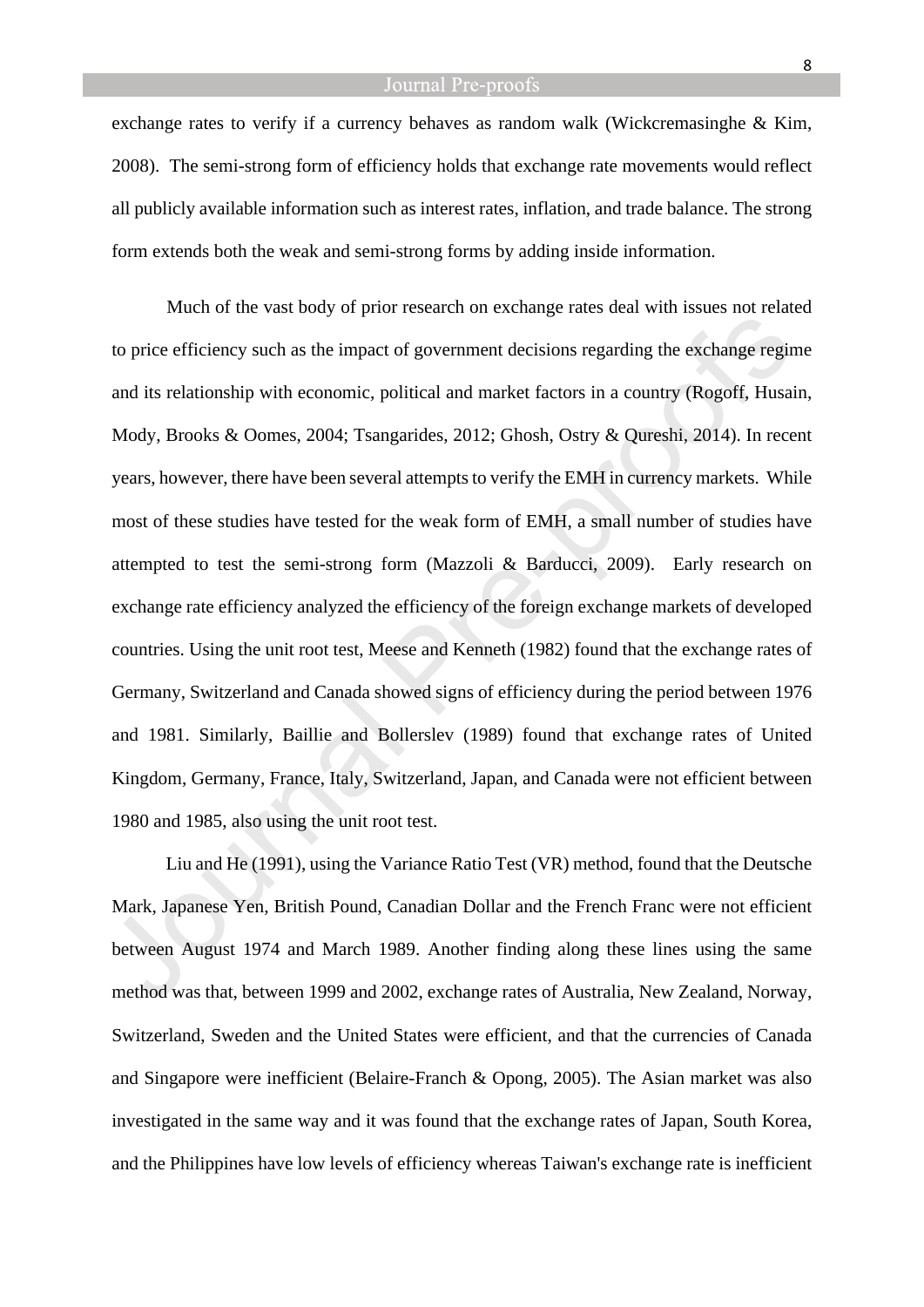exchange rates to verify if a currency behaves as random walk (Wickcremasinghe & Kim, 2008). The semi-strong form of efficiency holds that exchange rate movements would reflect all publicly available information such as interest rates, inflation, and trade balance. The strong form extends both the weak and semi-strong forms by adding inside information.

Much of the vast body of prior research on exchange rates deal with issues not related to price efficiency such as the impact of government decisions regarding the exchange regime and its relationship with economic, political and market factors in a country (Rogoff, Husain, Mody, Brooks & Oomes, 2004; Tsangarides, 2012; Ghosh, Ostry & Qureshi, 2014). In recent years, however, there have been several attempts to verify the EMH in currency markets. While most of these studies have tested for the weak form of EMH, a small number of studies have attempted to test the semi-strong form (Mazzoli & Barducci, 2009). Early research on exchange rate efficiency analyzed the efficiency of the foreign exchange markets of developed countries. Using the unit root test, Meese and Kenneth (1982) found that the exchange rates of Germany, Switzerland and Canada showed signs of efficiency during the period between 1976 and 1981. Similarly, Baillie and Bollerslev (1989) found that exchange rates of United Kingdom, Germany, France, Italy, Switzerland, Japan, and Canada were not efficient between 1980 and 1985, also using the unit root test.

Liu and He (1991), using the Variance Ratio Test (VR) method, found that the Deutsche Mark, Japanese Yen, British Pound, Canadian Dollar and the French Franc were not efficient between August 1974 and March 1989. Another finding along these lines using the same method was that, between 1999 and 2002, exchange rates of Australia, New Zealand, Norway, Switzerland, Sweden and the United States were efficient, and that the currencies of Canada and Singapore were inefficient (Belaire-Franch & Opong, 2005). The Asian market was also investigated in the same way and it was found that the exchange rates of Japan, South Korea, and the Philippines have low levels of efficiency whereas Taiwan's exchange rate is inefficient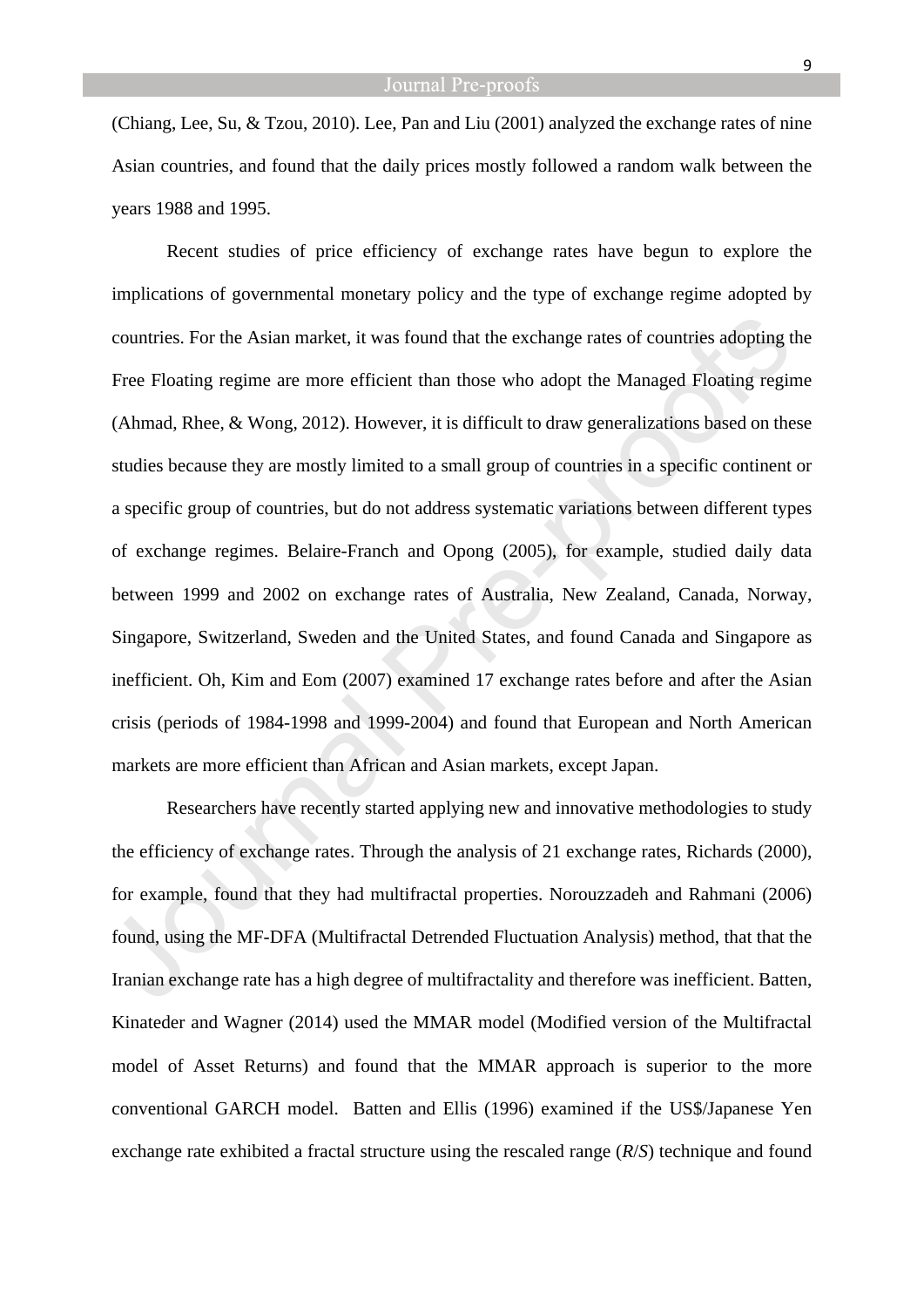(Chiang, Lee, Su, & Tzou, 2010). Lee, Pan and Liu (2001) analyzed the exchange rates of nine Asian countries, and found that the daily prices mostly followed a random walk between the years 1988 and 1995.

Recent studies of price efficiency of exchange rates have begun to explore the implications of governmental monetary policy and the type of exchange regime adopted by countries. For the Asian market, it was found that the exchange rates of countries adopting the Free Floating regime are more efficient than those who adopt the Managed Floating regime (Ahmad, Rhee, & Wong, 2012). However, it is difficult to draw generalizations based on these studies because they are mostly limited to a small group of countries in a specific continent or a specific group of countries, but do not address systematic variations between different types of exchange regimes. Belaire-Franch and Opong (2005), for example, studied daily data between 1999 and 2002 on exchange rates of Australia, New Zealand, Canada, Norway, Singapore, Switzerland, Sweden and the United States, and found Canada and Singapore as inefficient. Oh, Kim and Eom (2007) examined 17 exchange rates before and after the Asian crisis (periods of 1984-1998 and 1999-2004) and found that European and North American markets are more efficient than African and Asian markets, except Japan.

Researchers have recently started applying new and innovative methodologies to study the efficiency of exchange rates. Through the analysis of 21 exchange rates, Richards (2000), for example, found that they had multifractal properties. Norouzzadeh and Rahmani (2006) found, using the MF-DFA (Multifractal Detrended Fluctuation Analysis) method, that that the Iranian exchange rate has a high degree of multifractality and therefore was inefficient. Batten, Kinateder and Wagner (2014) used the MMAR model (Modified version of the Multifractal model of Asset Returns) and found that the MMAR approach is superior to the more conventional GARCH model. Batten and Ellis (1996) examined if the US$/Japanese Yen exchange rate exhibited a fractal structure using the rescaled range ($R/S$) technique and found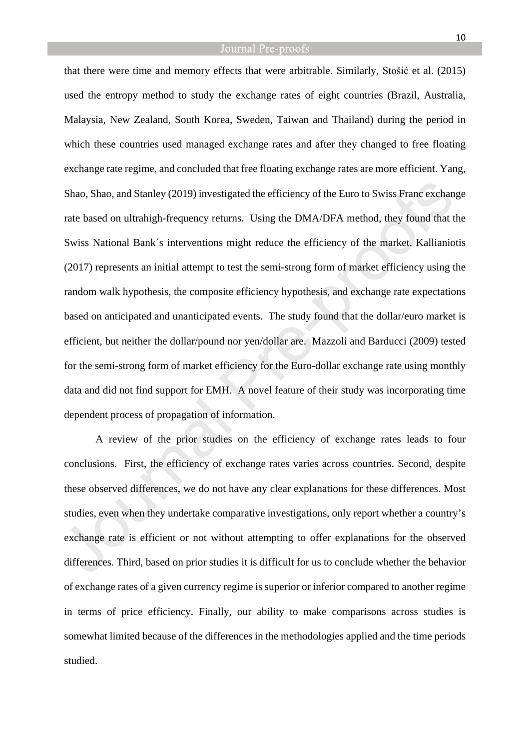that there were time and memory effects that were arbitrable. Similarly, Stošić et al. (2015) used the entropy method to study the exchange rates of eight countries (Brazil, Australia, Malaysia, New Zealand, South Korea, Sweden, Taiwan and Thailand) during the period in which these countries used managed exchange rates and after they changed to free floating exchange rate regime, and concluded that free floating exchange rates are more efficient. Yang, Shao, Shao, and Stanley (2019) investigated the efficiency of the Euro to Swiss Franc exchange rate based on ultrahigh-frequency returns. Using the DMA/DFA method, they found that the Swiss National Bank´s interventions might reduce the efficiency of the market. Kallianiotis (2017) represents an initial attempt to test the semi-strong form of market efficiency using the random walk hypothesis, the composite efficiency hypothesis, and exchange rate expectations based on anticipated and unanticipated events. The study found that the dollar/euro market is efficient, but neither the dollar/pound nor yen/dollar are. Mazzoli and Barducci (2009) tested for the semi-strong form of market efficiency for the Euro-dollar exchange rate using monthly data and did not find support for EMH. A novel feature of their study was incorporating time dependent process of propagation of information.

A review of the prior studies on the efficiency of exchange rates leads to four conclusions. First, the efficiency of exchange rates varies across countries. Second, despite these observed differences, we do not have any clear explanations for these differences. Most studies, even when they undertake comparative investigations, only report whether a country's exchange rate is efficient or not without attempting to offer explanations for the observed differences. Third, based on prior studies it is difficult for us to conclude whether the behavior of exchange rates of a given currency regime is superior or inferior compared to another regime in terms of price efficiency. Finally, our ability to make comparisons across studies is somewhat limited because of the differences in the methodologies applied and the time periods studied.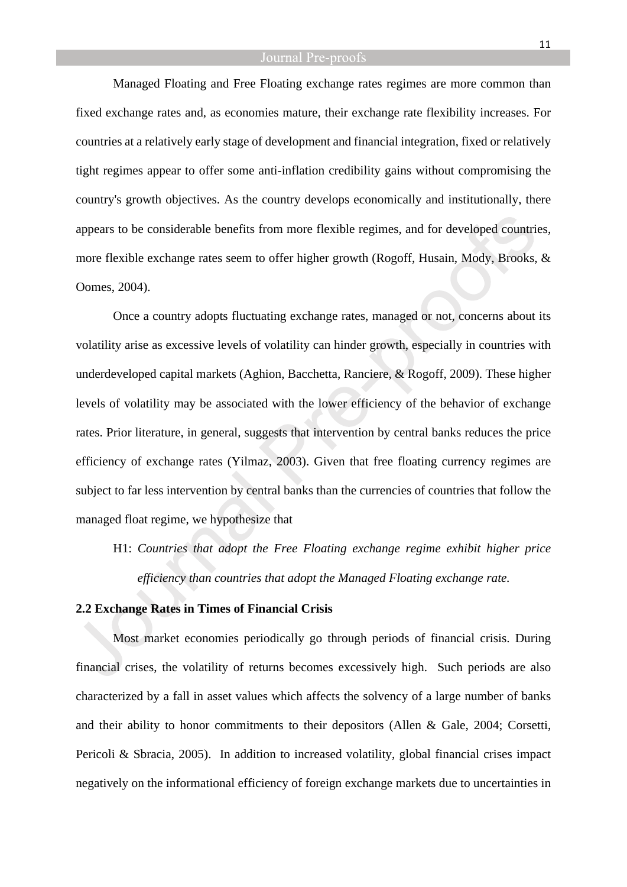Managed Floating and Free Floating exchange rates regimes are more common than fixed exchange rates and, as economies mature, their exchange rate flexibility increases. For countries at a relatively early stage of development and financial integration, fixed or relatively tight regimes appear to offer some anti-inflation credibility gains without compromising the country's growth objectives. As the country develops economically and institutionally, there appears to be considerable benefits from more flexible regimes, and for developed countries, more flexible exchange rates seem to offer higher growth (Rogoff, Husain, Mody, Brooks, & Oomes, 2004).

Once a country adopts fluctuating exchange rates, managed or not, concerns about its volatility arise as excessive levels of volatility can hinder growth, especially in countries with underdeveloped capital markets (Aghion, Bacchetta, Ranciere, & Rogoff, 2009). These higher levels of volatility may be associated with the lower efficiency of the behavior of exchange rates. Prior literature, in general, suggests that intervention by central banks reduces the price efficiency of exchange rates (Yilmaz, 2003). Given that free floating currency regimes are subject to far less intervention by central banks than the currencies of countries that follow the managed float regime, we hypothesize that

H1: *Countries that adopt the Free Floating exchange regime exhibit higher price efficiency than countries that adopt the Managed Floating exchange rate.*

## 2.2 Exchange Rates in Times of Financial Crisis

Most market economies periodically go through periods of financial crisis. During financial crises, the volatility of returns becomes excessively high. Such periods are also characterized by a fall in asset values which affects the solvency of a large number of banks and their ability to honor commitments to their depositors (Allen & Gale, 2004; Corsetti, Pericoli & Sbracia, 2005). In addition to increased volatility, global financial crises impact negatively on the informational efficiency of foreign exchange markets due to uncertainties in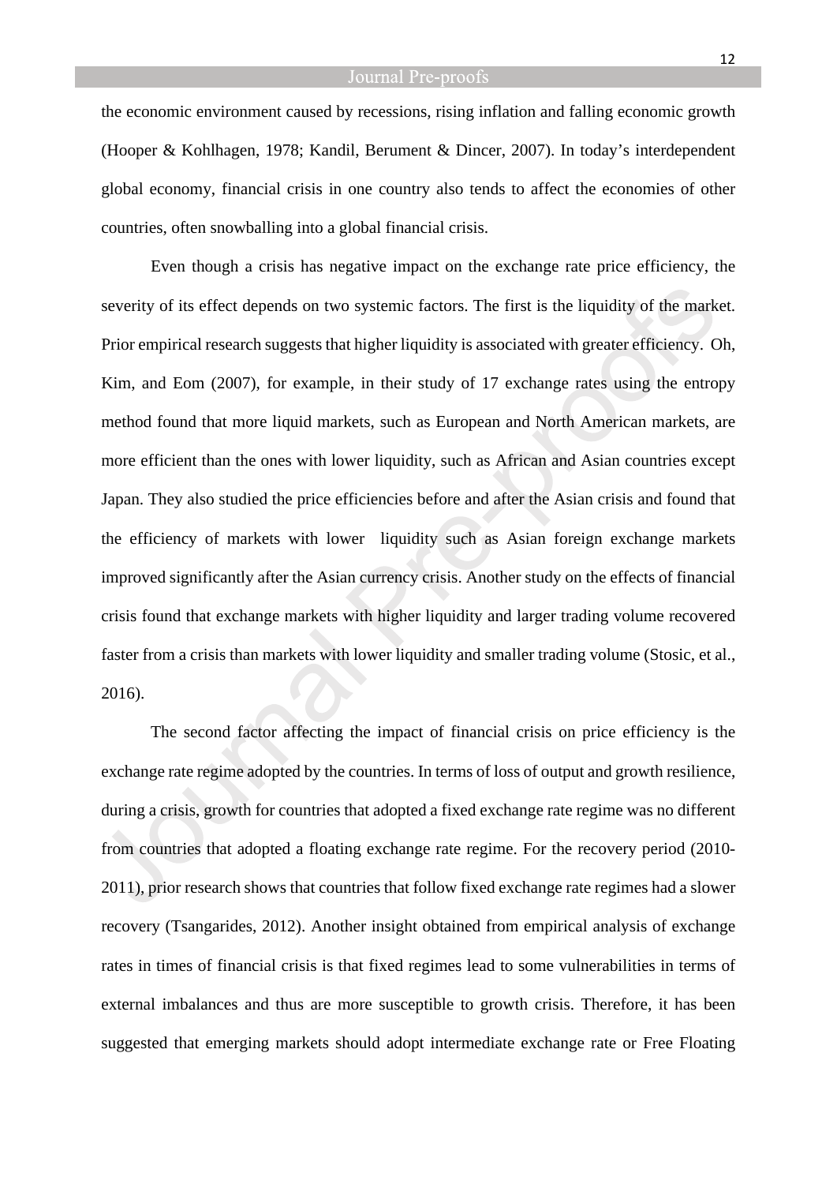the economic environment caused by recessions, rising inflation and falling economic growth (Hooper & Kohlhagen, 1978; Kandil, Berument & Dincer, 2007). In today's interdependent global economy, financial crisis in one country also tends to affect the economies of other countries, often snowballing into a global financial crisis.

Even though a crisis has negative impact on the exchange rate price efficiency, the severity of its effect depends on two systemic factors. The first is the liquidity of the market. Prior empirical research suggests that higher liquidity is associated with greater efficiency. Oh, Kim, and Eom (2007), for example, in their study of 17 exchange rates using the entropy method found that more liquid markets, such as European and North American markets, are more efficient than the ones with lower liquidity, such as African and Asian countries except Japan. They also studied the price efficiencies before and after the Asian crisis and found that the efficiency of markets with lower liquidity such as Asian foreign exchange markets improved significantly after the Asian currency crisis. Another study on the effects of financial crisis found that exchange markets with higher liquidity and larger trading volume recovered faster from a crisis than markets with lower liquidity and smaller trading volume (Stosic, et al., 2016).

The second factor affecting the impact of financial crisis on price efficiency is the exchange rate regime adopted by the countries. In terms of loss of output and growth resilience, during a crisis, growth for countries that adopted a fixed exchange rate regime was no different from countries that adopted a floating exchange rate regime. For the recovery period (2010-2011), prior research shows that countries that follow fixed exchange rate regimes had a slower recovery (Tsangarides, 2012). Another insight obtained from empirical analysis of exchange rates in times of financial crisis is that fixed regimes lead to some vulnerabilities in terms of external imbalances and thus are more susceptible to growth crisis. Therefore, it has been suggested that emerging markets should adopt intermediate exchange rate or Free Floating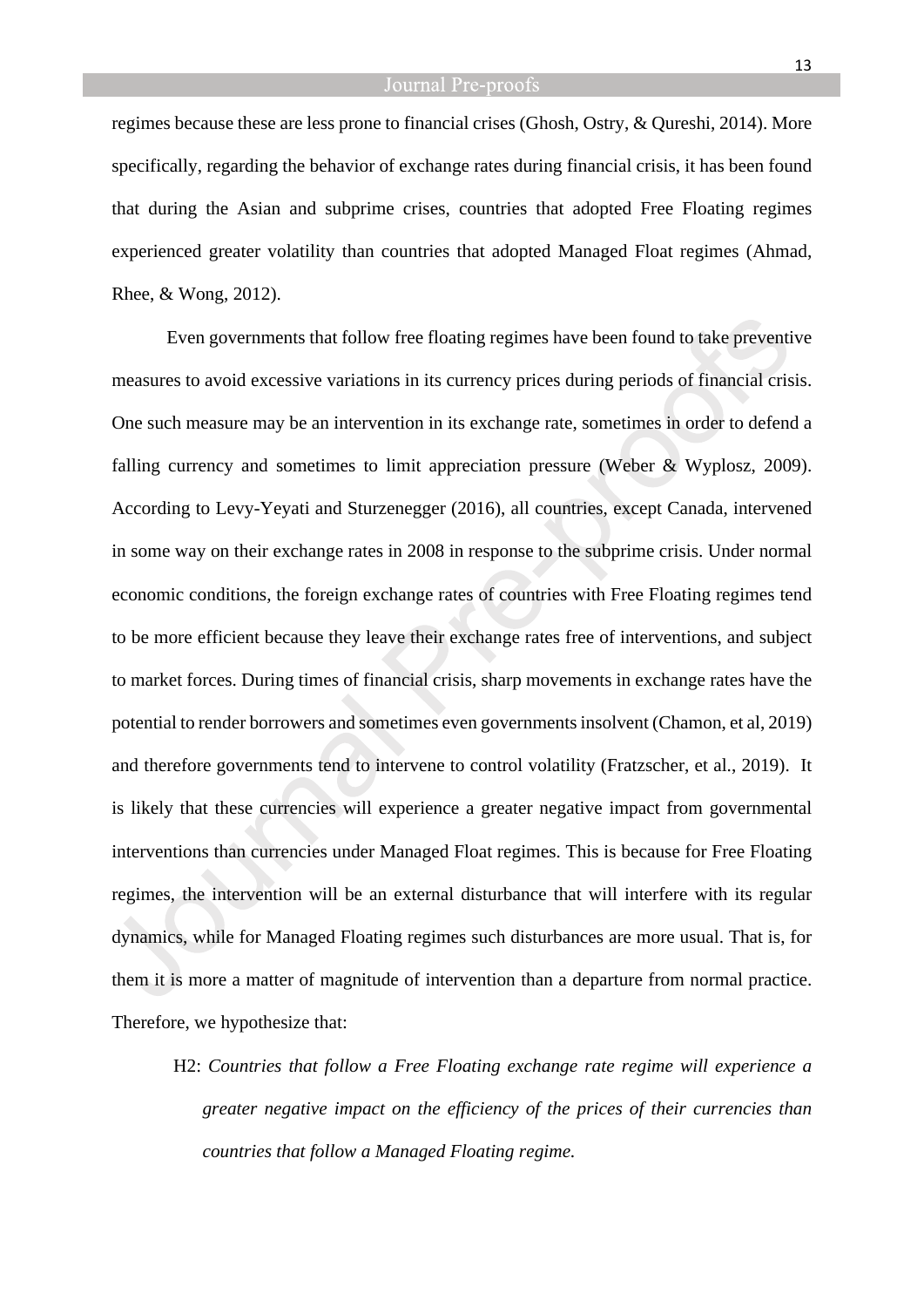regimes because these are less prone to financial crises (Ghosh, Ostry, & Qureshi, 2014). More specifically, regarding the behavior of exchange rates during financial crisis, it has been found that during the Asian and subprime crises, countries that adopted Free Floating regimes experienced greater volatility than countries that adopted Managed Float regimes (Ahmad, Rhee, & Wong, 2012).

Even governments that follow free floating regimes have been found to take preventive measures to avoid excessive variations in its currency prices during periods of financial crisis. One such measure may be an intervention in its exchange rate, sometimes in order to defend a falling currency and sometimes to limit appreciation pressure (Weber & Wyplosz, 2009). According to Levy-Yeyati and Sturzenegger (2016), all countries, except Canada, intervened in some way on their exchange rates in 2008 in response to the subprime crisis. Under normal economic conditions, the foreign exchange rates of countries with Free Floating regimes tend to be more efficient because they leave their exchange rates free of interventions, and subject to market forces. During times of financial crisis, sharp movements in exchange rates have the potential to render borrowers and sometimes even governments insolvent (Chamon, et al, 2019) and therefore governments tend to intervene to control volatility (Fratzscher, et al., 2019). It is likely that these currencies will experience a greater negative impact from governmental interventions than currencies under Managed Float regimes. This is because for Free Floating regimes, the intervention will be an external disturbance that will interfere with its regular dynamics, while for Managed Floating regimes such disturbances are more usual. That is, for them it is more a matter of magnitude of intervention than a departure from normal practice. Therefore, we hypothesize that:

> H2: *Countries that follow a Free Floating exchange rate regime will experience a greater negative impact on the efficiency of the prices of their currencies than countries that follow a Managed Floating regime.*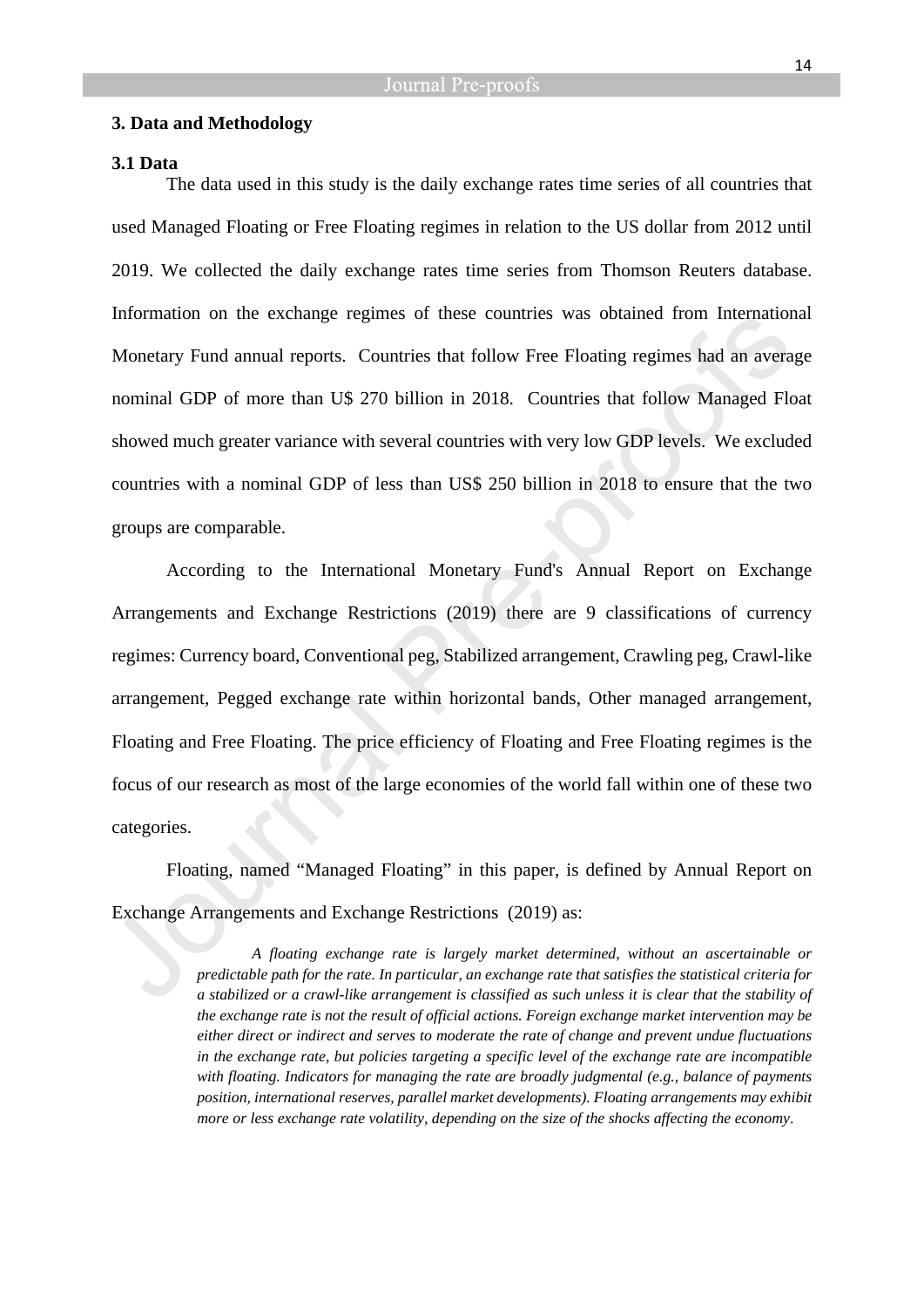## 3. Data and Methodology

### 3.1 Data

The data used in this study is the daily exchange rates time series of all countries that used Managed Floating or Free Floating regimes in relation to the US dollar from 2012 until 2019. We collected the daily exchange rates time series from Thomson Reuters database. Information on the exchange regimes of these countries was obtained from International Monetary Fund annual reports. Countries that follow Free Floating regimes had an average nominal GDP of more than U$ 270 billion in 2018. Countries that follow Managed Float showed much greater variance with several countries with very low GDP levels. We excluded countries with a nominal GDP of less than US$ 250 billion in 2018 to ensure that the two groups are comparable.

According to the International Monetary Fund's Annual Report on Exchange Arrangements and Exchange Restrictions (2019) there are 9 classifications of currency regimes: Currency board, Conventional peg, Stabilized arrangement, Crawling peg, Crawl-like arrangement, Pegged exchange rate within horizontal bands, Other managed arrangement, Floating and Free Floating. The price efficiency of Floating and Free Floating regimes is the focus of our research as most of the large economies of the world fall within one of these two categories.

Floating, named "Managed Floating" in this paper, is defined by Annual Report on Exchange Arrangements and Exchange Restrictions (2019) as:

> *A floating exchange rate is largely market determined, without an ascertainable or predictable path for the rate. In particular, an exchange rate that satisfies the statistical criteria for a stabilized or a crawl-like arrangement is classified as such unless it is clear that the stability of the exchange rate is not the result of official actions. Foreign exchange market intervention may be either direct or indirect and serves to moderate the rate of change and prevent undue fluctuations in the exchange rate, but policies targeting a specific level of the exchange rate are incompatible with floating. Indicators for managing the rate are broadly judgmental (e.g., balance of payments position, international reserves, parallel market developments). Floating arrangements may exhibit more or less exchange rate volatility, depending on the size of the shocks affecting the economy.*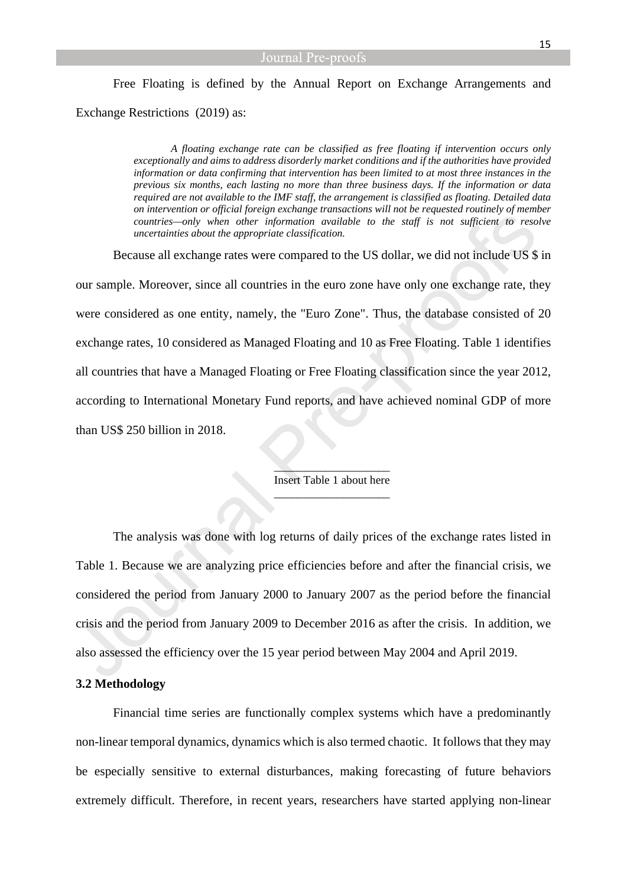Free Floating is defined by the Annual Report on Exchange Arrangements and Exchange Restrictions (2019) as:

> *A floating exchange rate can be classified as free floating if intervention occurs only exceptionally and aims to address disorderly market conditions and if the authorities have provided information or data confirming that intervention has been limited to at most three instances in the previous six months, each lasting no more than three business days. If the information or data required are not available to the IMF staff, the arrangement is classified as floating. Detailed data on intervention or official foreign exchange transactions will not be requested routinely of member countries—only when other information available to the staff is not sufficient to resolve uncertainties about the appropriate classification.*

Because all exchange rates were compared to the US dollar, we did not include US $ in our sample. Moreover, since all countries in the euro zone have only one exchange rate, they were considered as one entity, namely, the "Euro Zone". Thus, the database consisted of 20 exchange rates, 10 considered as Managed Floating and 10 as Free Floating. Table 1 identifies all countries that have a Managed Floating or Free Floating classification since the year 2012, according to International Monetary Fund reports, and have achieved nominal GDP of more than US$ 250 billion in 2018.

Insert Table 1 about here

The analysis was done with log returns of daily prices of the exchange rates listed in Table 1. Because we are analyzing price efficiencies before and after the financial crisis, we considered the period from January 2000 to January 2007 as the period before the financial crisis and the period from January 2009 to December 2016 as after the crisis. In addition, we also assessed the efficiency over the 15 year period between May 2004 and April 2019.

**3.2 Methodology**

Financial time series are functionally complex systems which have a predominantly non-linear temporal dynamics, dynamics which is also termed chaotic. It follows that they may be especially sensitive to external disturbances, making forecasting of future behaviors extremely difficult. Therefore, in recent years, researchers have started applying non-linear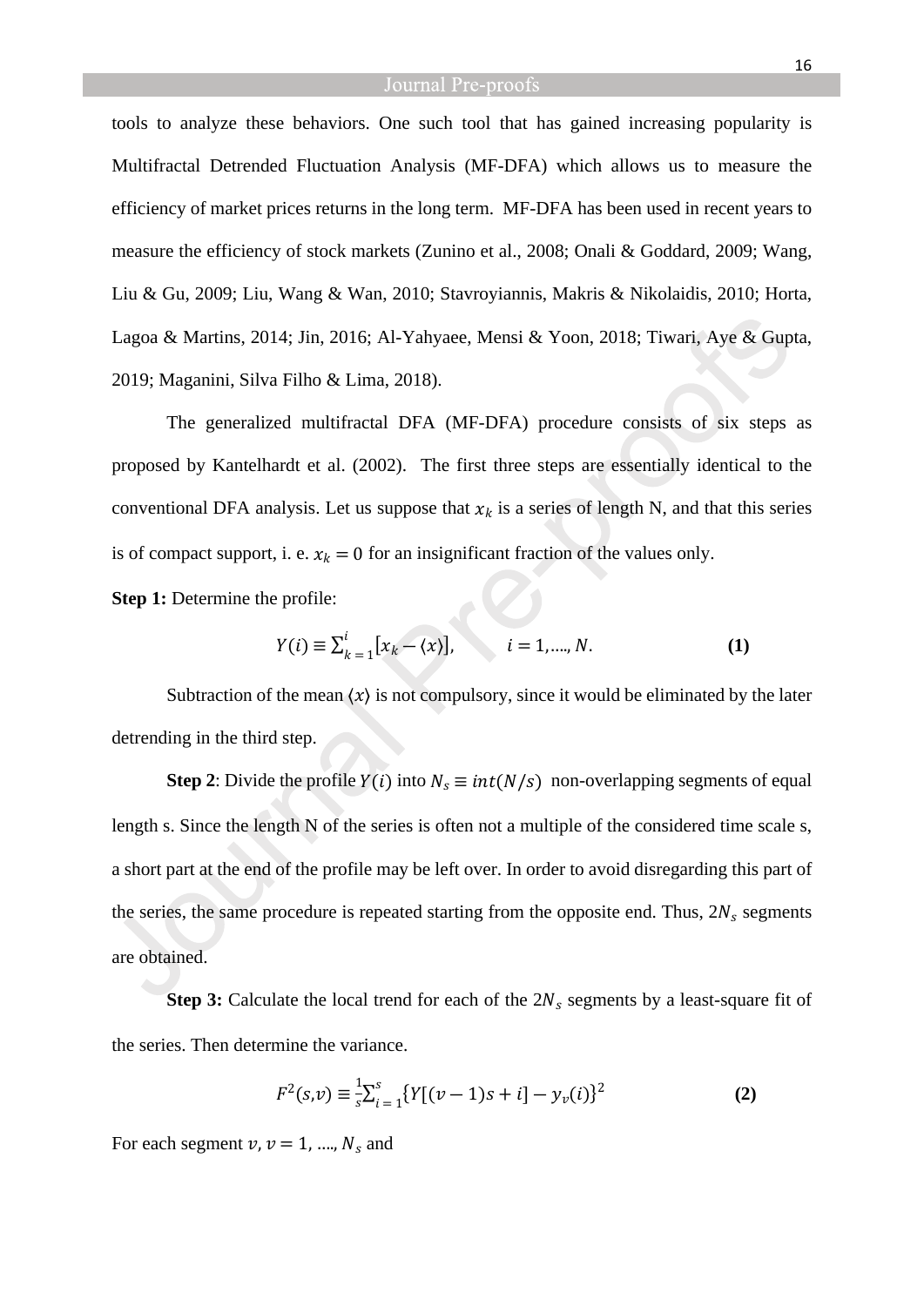tools to analyze these behaviors. One such tool that has gained increasing popularity is Multifractal Detrended Fluctuation Analysis (MF-DFA) which allows us to measure the efficiency of market prices returns in the long term. MF-DFA has been used in recent years to measure the efficiency of stock markets (Zunino et al., 2008; Onali & Goddard, 2009; Wang, Liu & Gu, 2009; Liu, Wang & Wan, 2010; Stavroyiannis, Makris & Nikolaidis, 2010; Horta, Lagoa & Martins, 2014; Jin, 2016; Al-Yahyaee, Mensi & Yoon, 2018; Tiwari, Aye & Gupta, 2019; Maganini, Silva Filho & Lima, 2018).

The generalized multifractal DFA (MF-DFA) procedure consists of six steps as proposed by Kantelhardt et al. (2002). The first three steps are essentially identical to the conventional DFA analysis. Let us suppose that $x_k$ is a series of length N, and that this series is of compact support, i. e. $x_k = 0$ for an insignificant fraction of the values only.

**Step 1:** Determine the profile:

$$Y(i) \equiv \sum_{k=1}^{i} [x_k - \langle x \rangle], \qquad i = 1, \ldots, N. \qquad \textbf{(1)}$$

Subtraction of the mean $\langle x \rangle$ is not compulsory, since it would be eliminated by the later detrending in the third step.

**Step 2**: Divide the profile $Y(i)$ into $N_s \equiv int(N/s)$ non-overlapping segments of equal length s. Since the length N of the series is often not a multiple of the considered time scale s, a short part at the end of the profile may be left over. In order to avoid disregarding this part of the series, the same procedure is repeated starting from the opposite end. Thus, $2N_s$ segments are obtained.

**Step 3:** Calculate the local trend for each of the $2N_s$ segments by a least-square fit of the series. Then determine the variance.

$$F^2(s,v) \equiv \frac{1}{s} \sum_{i=1}^{s} \{Y[(v-1)s+i] - y_v(i)\}^2 \qquad \textbf{(2)}$$

For each segment $v$, $v = 1, \ldots, N_s$ and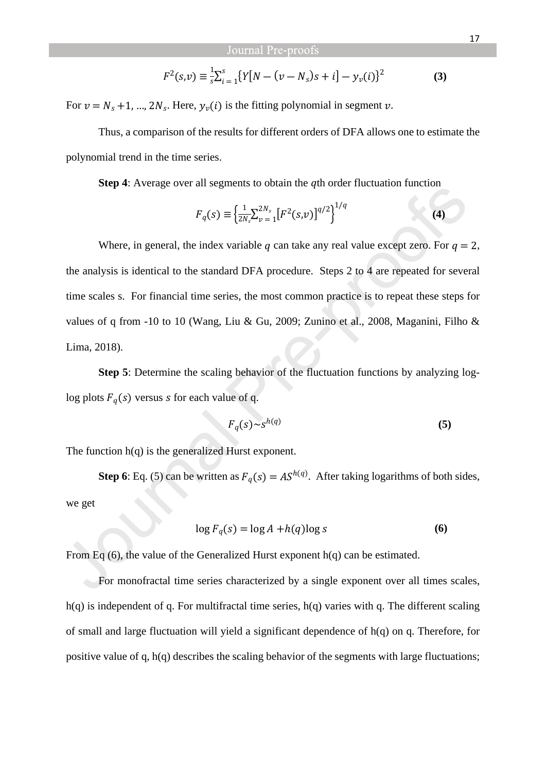$$F^2(s,v) \equiv \frac{1}{s}\sum_{i=1}^{s}\{Y[N-(v-N_s)s+i]-y_v(i)\}^2 \qquad \textbf{(3)}$$

For $v = N_s + 1, \ldots, 2N_s$. Here, $y_v(i)$ is the fitting polynomial in segment $v$.

Thus, a comparison of the results for different orders of DFA allows one to estimate the polynomial trend in the time series.

**Step 4**: Average over all segments to obtain the $q$th order fluctuation function

$$F_q(s) \equiv \left\{\frac{1}{2N_s}\sum_{v=1}^{2N_s}\left[F^2(s,v)\right]^{q/2}\right\}^{1/q} \qquad \textbf{(4)}$$

Where, in general, the index variable $q$ can take any real value except zero. For $q = 2$, the analysis is identical to the standard DFA procedure. Steps 2 to 4 are repeated for several time scales s. For financial time series, the most common practice is to repeat these steps for values of q from -10 to 10 (Wang, Liu & Gu, 2009; Zunino et al., 2008, Maganini, Filho & Lima, 2018).

**Step 5**: Determine the scaling behavior of the fluctuation functions by analyzing log-log plots $F_q(s)$ versus $s$ for each value of q.

$$F_q(s) \sim s^{h(q)} \qquad \textbf{(5)}$$

The function h(q) is the generalized Hurst exponent.

**Step 6**: Eq. (5) can be written as $F_q(s) = AS^{h(q)}$. After taking logarithms of both sides, we get

$$\log F_q(s) = \log A + h(q)\log s \qquad \textbf{(6)}$$

From Eq (6), the value of the Generalized Hurst exponent h(q) can be estimated.

For monofractal time series characterized by a single exponent over all times scales, h(q) is independent of q. For multifractal time series, h(q) varies with q. The different scaling of small and large fluctuation will yield a significant dependence of h(q) on q. Therefore, for positive value of q, h(q) describes the scaling behavior of the segments with large fluctuations;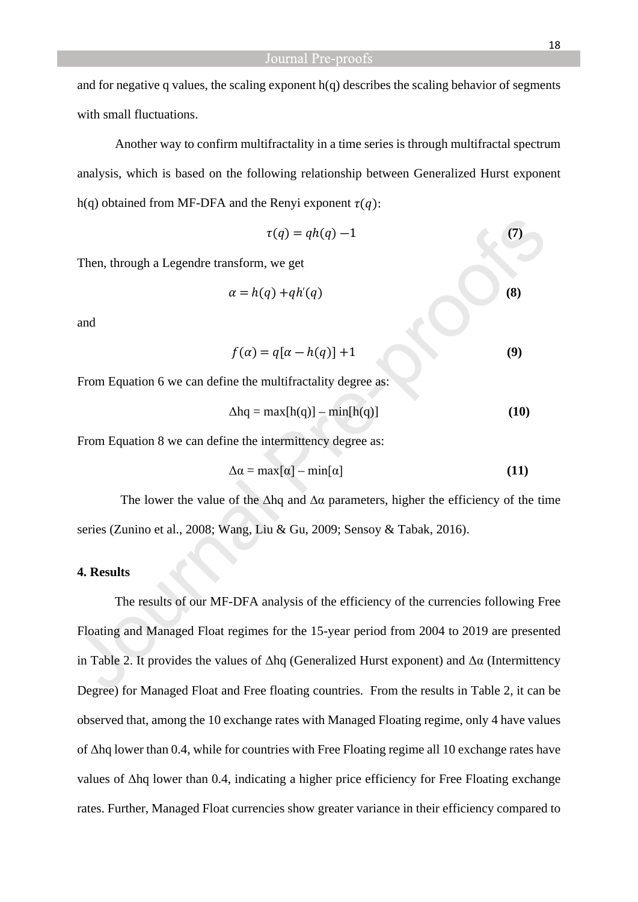and for negative q values, the scaling exponent h(q) describes the scaling behavior of segments with small fluctuations.

Another way to confirm multifractality in a time series is through multifractal spectrum analysis, which is based on the following relationship between Generalized Hurst exponent h(q) obtained from MF-DFA and the Renyi exponent $\tau(q)$:

$$\tau(q) = qh(q) - 1 \tag{7}$$

Then, through a Legendre transform, we get

$$\alpha = h(q) + qh'(q) \tag{8}$$

and

$$f(\alpha) = q[\alpha - h(q)] + 1 \tag{9}$$

From Equation 6 we can define the multifractality degree as:

$$\Delta hq = \max[h(q)] - \min[h(q)] \tag{10}$$

From Equation 8 we can define the intermittency degree as:

$$\Delta\alpha = \max[\alpha] - \min[\alpha] \tag{11}$$

The lower the value of the Δhq and Δα parameters, higher the efficiency of the time series (Zunino et al., 2008; Wang, Liu & Gu, 2009; Sensoy & Tabak, 2016).

**4. Results**

The results of our MF-DFA analysis of the efficiency of the currencies following Free Floating and Managed Float regimes for the 15-year period from 2004 to 2019 are presented in Table 2. It provides the values of Δhq (Generalized Hurst exponent) and Δα (Intermittency Degree) for Managed Float and Free floating countries. From the results in Table 2, it can be observed that, among the 10 exchange rates with Managed Floating regime, only 4 have values of Δhq lower than 0.4, while for countries with Free Floating regime all 10 exchange rates have values of Δhq lower than 0.4, indicating a higher price efficiency for Free Floating exchange rates. Further, Managed Float currencies show greater variance in their efficiency compared to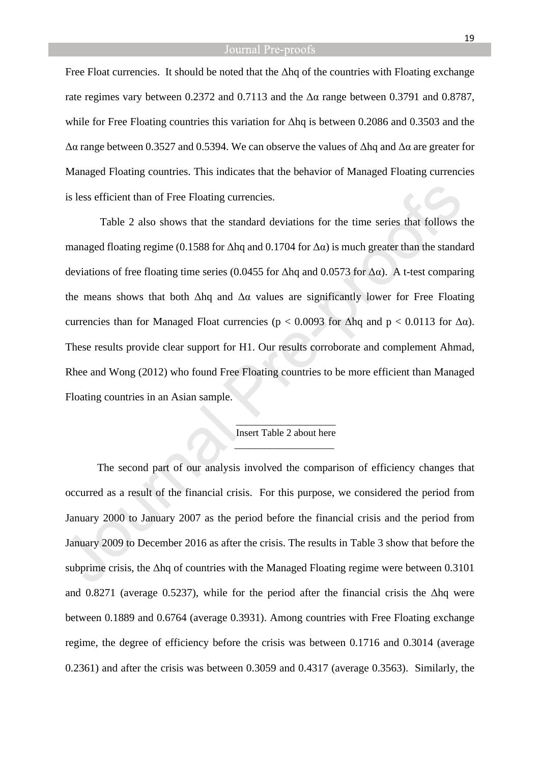Free Float currencies. It should be noted that the $\Delta hq$ of the countries with Floating exchange rate regimes vary between 0.2372 and 0.7113 and the $\Delta\alpha$ range between 0.3791 and 0.8787, while for Free Floating countries this variation for $\Delta hq$ is between 0.2086 and 0.3503 and the $\Delta\alpha$ range between 0.3527 and 0.5394. We can observe the values of $\Delta hq$ and $\Delta\alpha$ are greater for Managed Floating countries. This indicates that the behavior of Managed Floating currencies is less efficient than of Free Floating currencies.

Table 2 also shows that the standard deviations for the time series that follows the managed floating regime (0.1588 for $\Delta hq$ and 0.1704 for $\Delta\alpha$) is much greater than the standard deviations of free floating time series (0.0455 for $\Delta hq$ and 0.0573 for $\Delta\alpha$). A t-test comparing the means shows that both $\Delta hq$ and $\Delta\alpha$ values are significantly lower for Free Floating currencies than for Managed Float currencies ($p < 0.0093$ for $\Delta hq$ and $p < 0.0113$ for $\Delta\alpha$). These results provide clear support for H1. Our results corroborate and complement Ahmad, Rhee and Wong (2012) who found Free Floating countries to be more efficient than Managed Floating countries in an Asian sample.

Insert Table 2 about here

The second part of our analysis involved the comparison of efficiency changes that occurred as a result of the financial crisis. For this purpose, we considered the period from January 2000 to January 2007 as the period before the financial crisis and the period from January 2009 to December 2016 as after the crisis. The results in Table 3 show that before the subprime crisis, the $\Delta hq$ of countries with the Managed Floating regime were between 0.3101 and 0.8271 (average 0.5237), while for the period after the financial crisis the $\Delta hq$ were between 0.1889 and 0.6764 (average 0.3931). Among countries with Free Floating exchange regime, the degree of efficiency before the crisis was between 0.1716 and 0.3014 (average 0.2361) and after the crisis was between 0.3059 and 0.4317 (average 0.3563). Similarly, the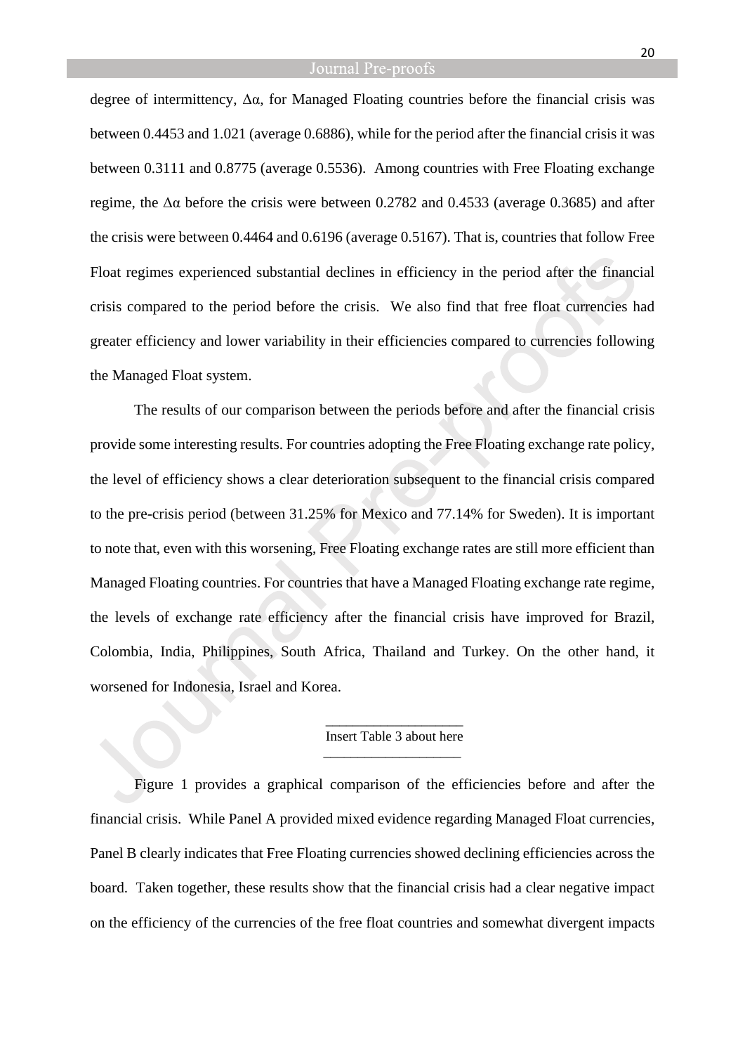degree of intermittency, $\Delta\alpha$, for Managed Floating countries before the financial crisis was between 0.4453 and 1.021 (average 0.6886), while for the period after the financial crisis it was between 0.3111 and 0.8775 (average 0.5536). Among countries with Free Floating exchange regime, the $\Delta\alpha$ before the crisis were between 0.2782 and 0.4533 (average 0.3685) and after the crisis were between 0.4464 and 0.6196 (average 0.5167). That is, countries that follow Free Float regimes experienced substantial declines in efficiency in the period after the financial crisis compared to the period before the crisis. We also find that free float currencies had greater efficiency and lower variability in their efficiencies compared to currencies following the Managed Float system.

The results of our comparison between the periods before and after the financial crisis provide some interesting results. For countries adopting the Free Floating exchange rate policy, the level of efficiency shows a clear deterioration subsequent to the financial crisis compared to the pre-crisis period (between 31.25% for Mexico and 77.14% for Sweden). It is important to note that, even with this worsening, Free Floating exchange rates are still more efficient than Managed Floating countries. For countries that have a Managed Floating exchange rate regime, the levels of exchange rate efficiency after the financial crisis have improved for Brazil, Colombia, India, Philippines, South Africa, Thailand and Turkey. On the other hand, it worsened for Indonesia, Israel and Korea.

Insert Table 3 about here

Figure 1 provides a graphical comparison of the efficiencies before and after the financial crisis. While Panel A provided mixed evidence regarding Managed Float currencies, Panel B clearly indicates that Free Floating currencies showed declining efficiencies across the board. Taken together, these results show that the financial crisis had a clear negative impact on the efficiency of the currencies of the free float countries and somewhat divergent impacts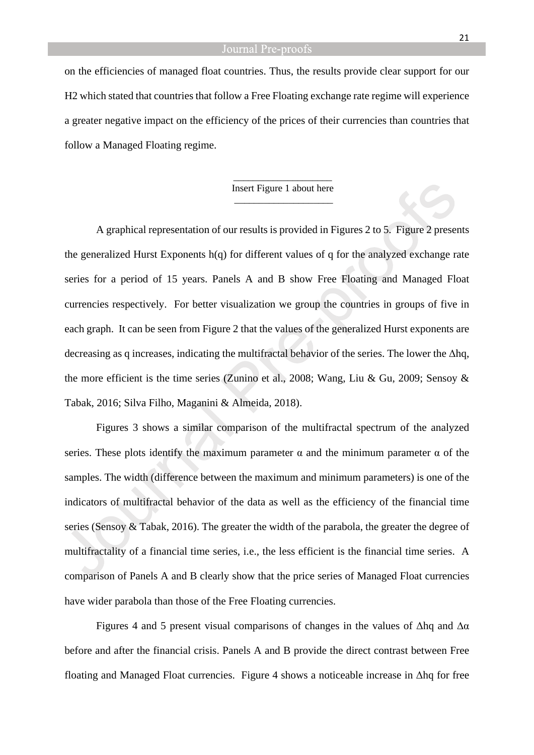on the efficiencies of managed float countries. Thus, the results provide clear support for our H2 which stated that countries that follow a Free Floating exchange rate regime will experience a greater negative impact on the efficiency of the prices of their currencies than countries that follow a Managed Floating regime.

---

Insert Figure 1 about here

---

A graphical representation of our results is provided in Figures 2 to 5. Figure 2 presents the generalized Hurst Exponents h(q) for different values of q for the analyzed exchange rate series for a period of 15 years. Panels A and B show Free Floating and Managed Float currencies respectively. For better visualization we group the countries in groups of five in each graph. It can be seen from Figure 2 that the values of the generalized Hurst exponents are decreasing as q increases, indicating the multifractal behavior of the series. The lower the $\Delta$hq, the more efficient is the time series (Zunino et al., 2008; Wang, Liu & Gu, 2009; Sensoy & Tabak, 2016; Silva Filho, Maganini & Almeida, 2018).

Figures 3 shows a similar comparison of the multifractal spectrum of the analyzed series. These plots identify the maximum parameter $\alpha$ and the minimum parameter $\alpha$ of the samples. The width (difference between the maximum and minimum parameters) is one of the indicators of multifractal behavior of the data as well as the efficiency of the financial time series (Sensoy & Tabak, 2016). The greater the width of the parabola, the greater the degree of multifractality of a financial time series, i.e., the less efficient is the financial time series. A comparison of Panels A and B clearly show that the price series of Managed Float currencies have wider parabola than those of the Free Floating currencies.

Figures 4 and 5 present visual comparisons of changes in the values of $\Delta$hq and $\Delta\alpha$ before and after the financial crisis. Panels A and B provide the direct contrast between Free floating and Managed Float currencies. Figure 4 shows a noticeable increase in $\Delta$hq for free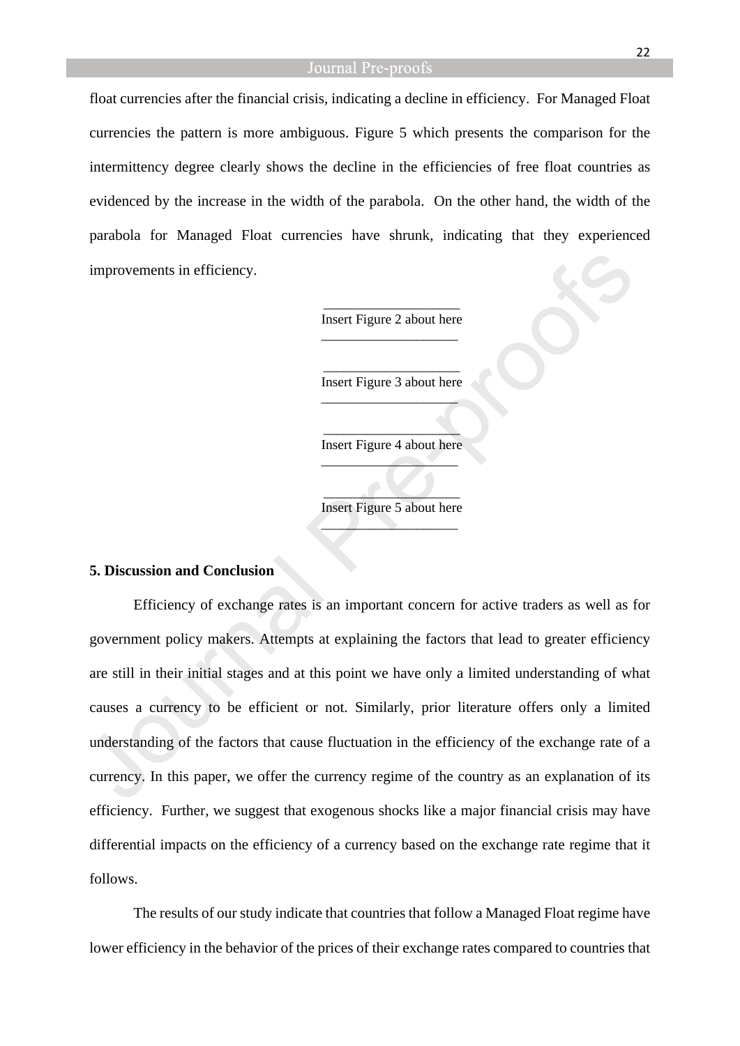float currencies after the financial crisis, indicating a decline in efficiency. For Managed Float currencies the pattern is more ambiguous. Figure 5 which presents the comparison for the intermittency degree clearly shows the decline in the efficiencies of free float countries as evidenced by the increase in the width of the parabola. On the other hand, the width of the parabola for Managed Float currencies have shrunk, indicating that they experienced improvements in efficiency.

Insert Figure 2 about here

Insert Figure 3 about here

Insert Figure 4 about here

Insert Figure 5 about here

## 5. Discussion and Conclusion

Efficiency of exchange rates is an important concern for active traders as well as for government policy makers. Attempts at explaining the factors that lead to greater efficiency are still in their initial stages and at this point we have only a limited understanding of what causes a currency to be efficient or not. Similarly, prior literature offers only a limited understanding of the factors that cause fluctuation in the efficiency of the exchange rate of a currency. In this paper, we offer the currency regime of the country as an explanation of its efficiency. Further, we suggest that exogenous shocks like a major financial crisis may have differential impacts on the efficiency of a currency based on the exchange rate regime that it follows.

The results of our study indicate that countries that follow a Managed Float regime have lower efficiency in the behavior of the prices of their exchange rates compared to countries that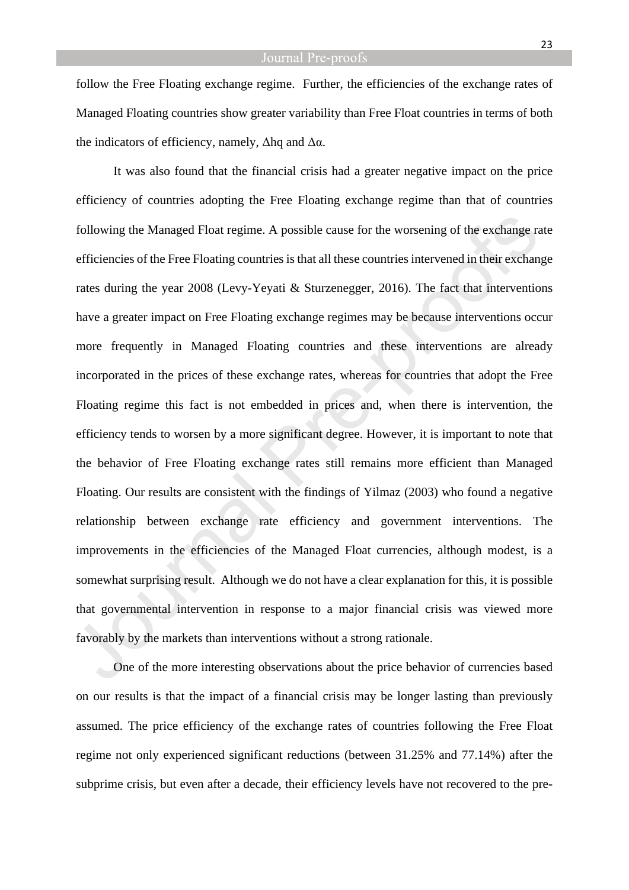follow the Free Floating exchange regime. Further, the efficiencies of the exchange rates of Managed Floating countries show greater variability than Free Float countries in terms of both the indicators of efficiency, namely, $\Delta hq$ and $\Delta\alpha$.

It was also found that the financial crisis had a greater negative impact on the price efficiency of countries adopting the Free Floating exchange regime than that of countries following the Managed Float regime. A possible cause for the worsening of the exchange rate efficiencies of the Free Floating countries is that all these countries intervened in their exchange rates during the year 2008 (Levy-Yeyati & Sturzenegger, 2016). The fact that interventions have a greater impact on Free Floating exchange regimes may be because interventions occur more frequently in Managed Floating countries and these interventions are already incorporated in the prices of these exchange rates, whereas for countries that adopt the Free Floating regime this fact is not embedded in prices and, when there is intervention, the efficiency tends to worsen by a more significant degree. However, it is important to note that the behavior of Free Floating exchange rates still remains more efficient than Managed Floating. Our results are consistent with the findings of Yilmaz (2003) who found a negative relationship between exchange rate efficiency and government interventions. The improvements in the efficiencies of the Managed Float currencies, although modest, is a somewhat surprising result. Although we do not have a clear explanation for this, it is possible that governmental intervention in response to a major financial crisis was viewed more favorably by the markets than interventions without a strong rationale.

One of the more interesting observations about the price behavior of currencies based on our results is that the impact of a financial crisis may be longer lasting than previously assumed. The price efficiency of the exchange rates of countries following the Free Float regime not only experienced significant reductions (between 31.25% and 77.14%) after the subprime crisis, but even after a decade, their efficiency levels have not recovered to the pre-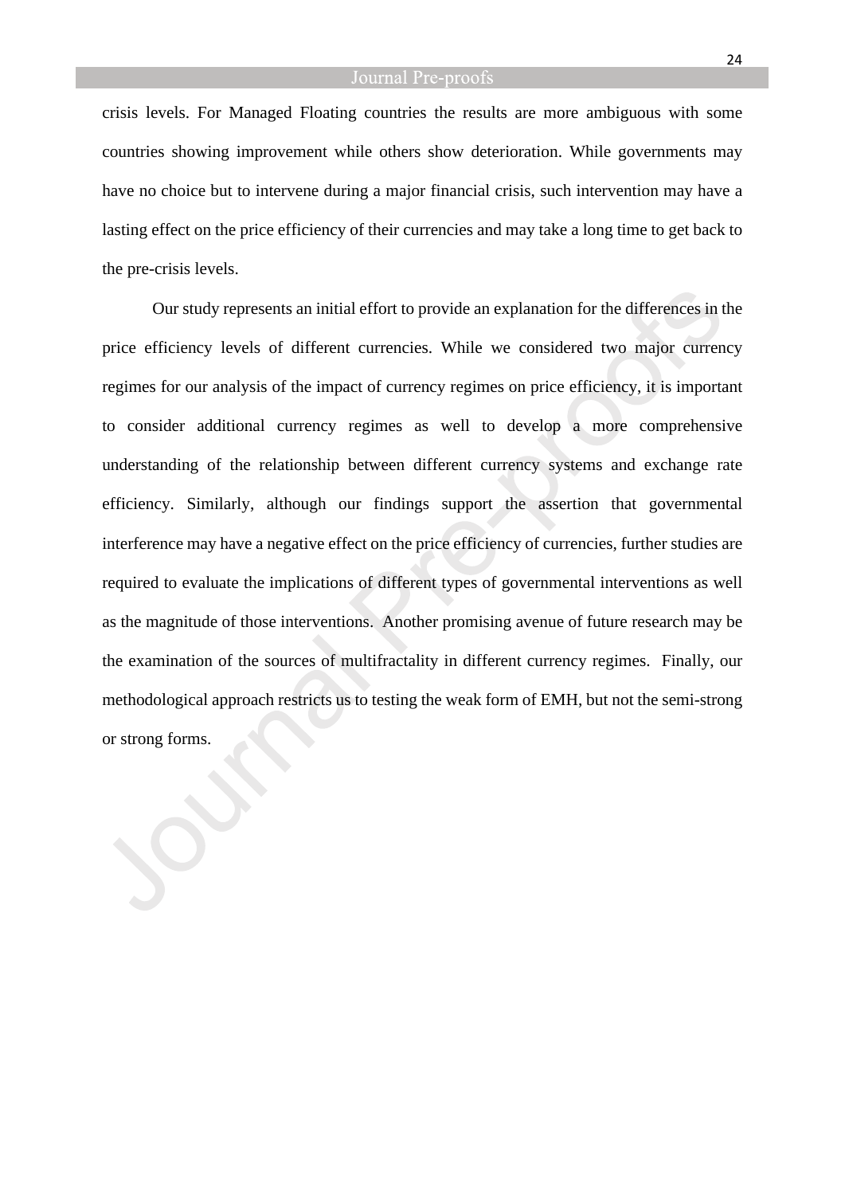crisis levels. For Managed Floating countries the results are more ambiguous with some countries showing improvement while others show deterioration. While governments may have no choice but to intervene during a major financial crisis, such intervention may have a lasting effect on the price efficiency of their currencies and may take a long time to get back to the pre-crisis levels.

Our study represents an initial effort to provide an explanation for the differences in the price efficiency levels of different currencies. While we considered two major currency regimes for our analysis of the impact of currency regimes on price efficiency, it is important to consider additional currency regimes as well to develop a more comprehensive understanding of the relationship between different currency systems and exchange rate efficiency. Similarly, although our findings support the assertion that governmental interference may have a negative effect on the price efficiency of currencies, further studies are required to evaluate the implications of different types of governmental interventions as well as the magnitude of those interventions. Another promising avenue of future research may be the examination of the sources of multifractality in different currency regimes. Finally, our methodological approach restricts us to testing the weak form of EMH, but not the semi-strong or strong forms.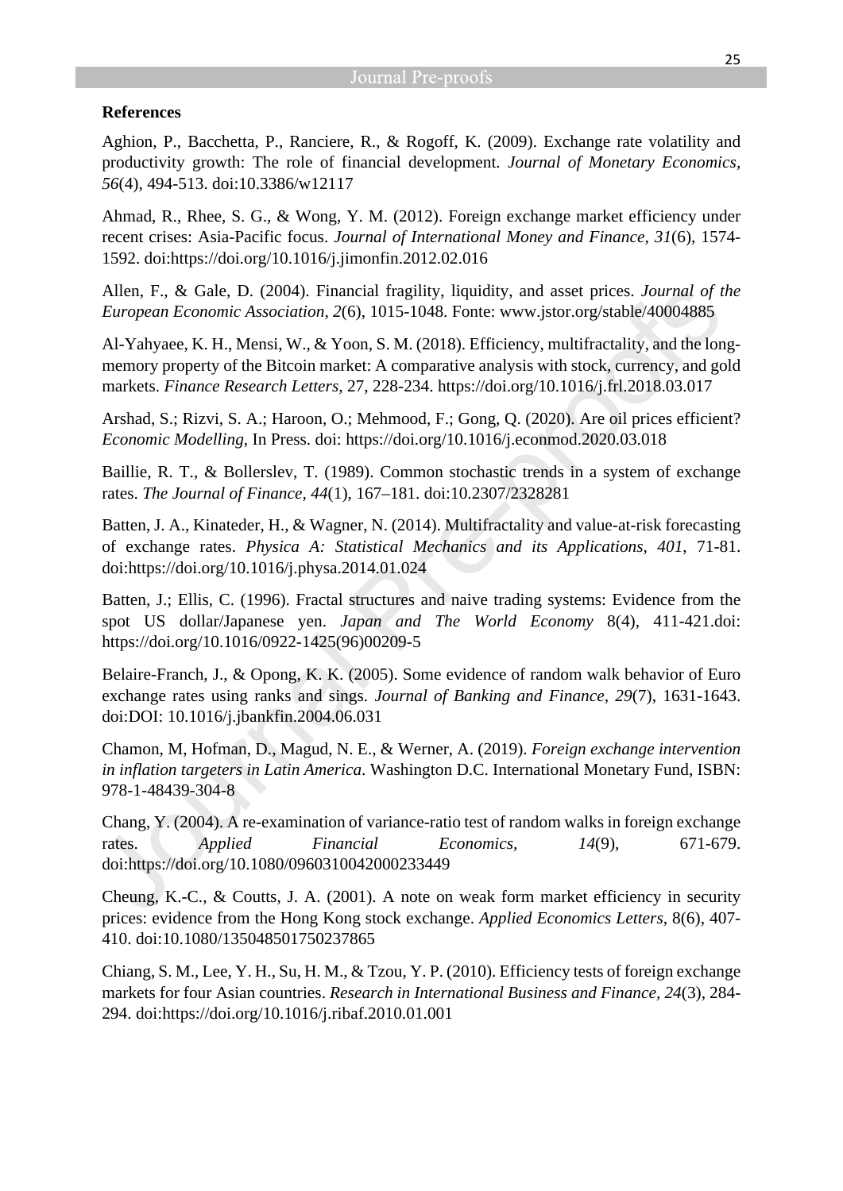**References**

Aghion, P., Bacchetta, P., Ranciere, R., & Rogoff, K. (2009). Exchange rate volatility and productivity growth: The role of financial development. *Journal of Monetary Economics, 56*(4), 494-513. doi:10.3386/w12117

Ahmad, R., Rhee, S. G., & Wong, Y. M. (2012). Foreign exchange market efficiency under recent crises: Asia-Pacific focus. *Journal of International Money and Finance*, *31*(6), 1574-1592. doi:https://doi.org/10.1016/j.jimonfin.2012.02.016

Allen, F., & Gale, D. (2004). Financial fragility, liquidity, and asset prices. *Journal of the European Economic Association, 2*(6), 1015-1048. Fonte: www.jstor.org/stable/40004885

Al-Yahyaee, K. H., Mensi, W., & Yoon, S. M. (2018). Efficiency, multifractality, and the long-memory property of the Bitcoin market: A comparative analysis with stock, currency, and gold markets. *Finance Research Letters*, 27, 228-234. https://doi.org/10.1016/j.frl.2018.03.017

Arshad, S.; Rizvi, S. A.; Haroon, O.; Mehmood, F.; Gong, Q. (2020). Are oil prices efficient? *Economic Modelling*, In Press. doi: https://doi.org/10.1016/j.econmod.2020.03.018

Baillie, R. T., & Bollerslev, T. (1989). Common stochastic trends in a system of exchange rates. *The Journal of Finance*, *44*(1), 167–181. doi:10.2307/2328281

Batten, J. A., Kinateder, H., & Wagner, N. (2014). Multifractality and value-at-risk forecasting of exchange rates. *Physica A: Statistical Mechanics and its Applications, 401*, 71-81. doi:https://doi.org/10.1016/j.physa.2014.01.024

Batten, J.; Ellis, C. (1996). Fractal structures and naive trading systems: Evidence from the spot US dollar/Japanese yen. *Japan and The World Economy* 8(4), 411-421.doi: https://doi.org/10.1016/0922-1425(96)00209-5

Belaire-Franch, J., & Opong, K. K. (2005). Some evidence of random walk behavior of Euro exchange rates using ranks and sings. *Journal of Banking and Finance, 29*(7), 1631-1643. doi:DOI: 10.1016/j.jbankfin.2004.06.031

Chamon, M, Hofman, D., Magud, N. E., & Werner, A. (2019). *Foreign exchange intervention in inflation targeters in Latin America*. Washington D.C. International Monetary Fund, ISBN: 978-1-48439-304-8

Chang, Y. (2004). A re-examination of variance-ratio test of random walks in foreign exchange rates. *Applied Financial Economics, 14*(9), 671-679. doi:https://doi.org/10.1080/0960310042000233449

Cheung, K.-C., & Coutts, J. A. (2001). A note on weak form market efficiency in security prices: evidence from the Hong Kong stock exchange. *Applied Economics Letters*, 8(6), 407-410. doi:10.1080/135048501750237865

Chiang, S. M., Lee, Y. H., Su, H. M., & Tzou, Y. P. (2010). Efficiency tests of foreign exchange markets for four Asian countries. *Research in International Business and Finance*, *24*(3), 284-294. doi:https://doi.org/10.1016/j.ribaf.2010.01.001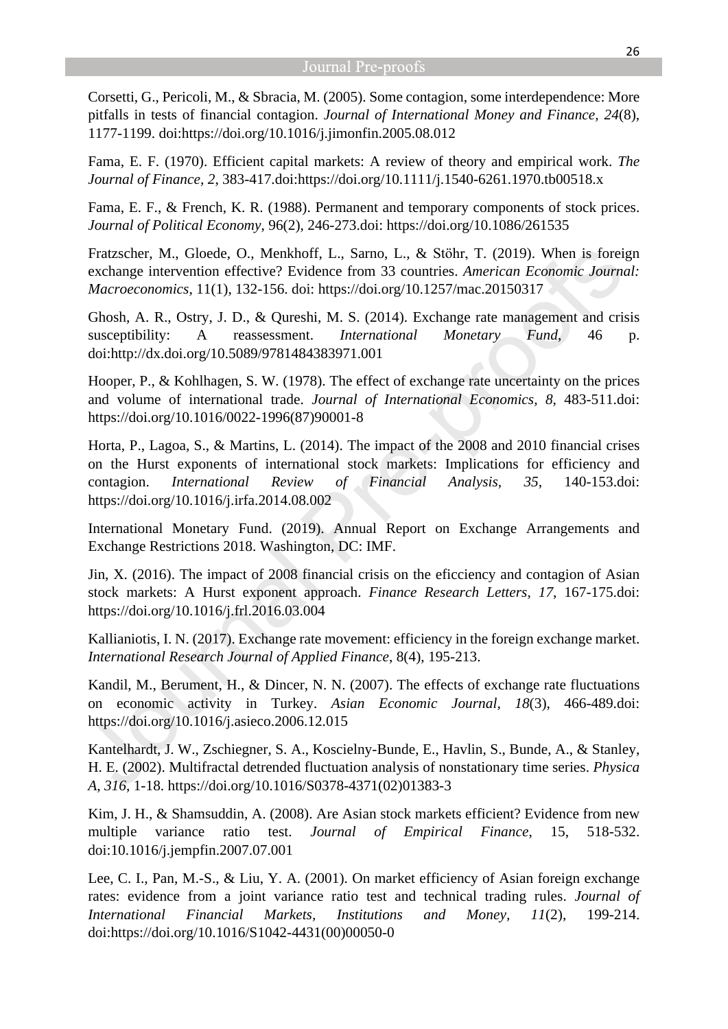Corsetti, G., Pericoli, M., & Sbracia, M. (2005). Some contagion, some interdependence: More pitfalls in tests of financial contagion. *Journal of International Money and Finance, 24*(8), 1177-1199. doi:https://doi.org/10.1016/j.jimonfin.2005.08.012

Fama, E. F. (1970). Efficient capital markets: A review of theory and empirical work. *The Journal of Finance, 2*, 383-417.doi:https://doi.org/10.1111/j.1540-6261.1970.tb00518.x

Fama, E. F., & French, K. R. (1988). Permanent and temporary components of stock prices. *Journal of Political Economy*, 96(2), 246-273.doi: https://doi.org/10.1086/261535

Fratzscher, M., Gloede, O., Menkhoff, L., Sarno, L., & Stöhr, T. (2019). When is foreign exchange intervention effective? Evidence from 33 countries. *American Economic Journal: Macroeconomics*, 11(1), 132-156. doi: https://doi.org/10.1257/mac.20150317

Ghosh, A. R., Ostry, J. D., & Qureshi, M. S. (2014). Exchange rate management and crisis susceptibility: A reassessment. *International Monetary Fund*, 46 p. doi:http://dx.doi.org/10.5089/9781484383971.001

Hooper, P., & Kohlhagen, S. W. (1978). The effect of exchange rate uncertainty on the prices and volume of international trade. *Journal of International Economics*, *8*, 483-511.doi: https://doi.org/10.1016/0022-1996(87)90001-8

Horta, P., Lagoa, S., & Martins, L. (2014). The impact of the 2008 and 2010 financial crises on the Hurst exponents of international stock markets: Implications for efficiency and contagion. *International Review of Financial Analysis, 35*, 140-153.doi: https://doi.org/10.1016/j.irfa.2014.08.002

International Monetary Fund. (2019). Annual Report on Exchange Arrangements and Exchange Restrictions 2018. Washington, DC: IMF.

Jin, X. (2016). The impact of 2008 financial crisis on the eficciency and contagion of Asian stock markets: A Hurst exponent approach. *Finance Research Letters, 17*, 167-175.doi: https://doi.org/10.1016/j.frl.2016.03.004

Kallianiotis, I. N. (2017). Exchange rate movement: efficiency in the foreign exchange market. *International Research Journal of Applied Finance*, 8(4), 195-213.

Kandil, M., Berument, H., & Dincer, N. N. (2007). The effects of exchange rate fluctuations on economic activity in Turkey. *Asian Economic Journal, 18*(3), 466-489.doi: https://doi.org/10.1016/j.asieco.2006.12.015

Kantelhardt, J. W., Zschiegner, S. A., Koscielny-Bunde, E., Havlin, S., Bunde, A., & Stanley, H. E. (2002). Multifractal detrended fluctuation analysis of nonstationary time series. *Physica A, 316*, 1-18. https://doi.org/10.1016/S0378-4371(02)01383-3

Kim, J. H., & Shamsuddin, A. (2008). Are Asian stock markets efficient? Evidence from new multiple variance ratio test. *Journal of Empirical Finance*, 15, 518-532. doi:10.1016/j.jempfin.2007.07.001

Lee, C. I., Pan, M.-S., & Liu, Y. A. (2001). On market efficiency of Asian foreign exchange rates: evidence from a joint variance ratio test and technical trading rules. *Journal of International Financial Markets, Institutions and Money, 11*(2), 199-214. doi:https://doi.org/10.1016/S1042-4431(00)00050-0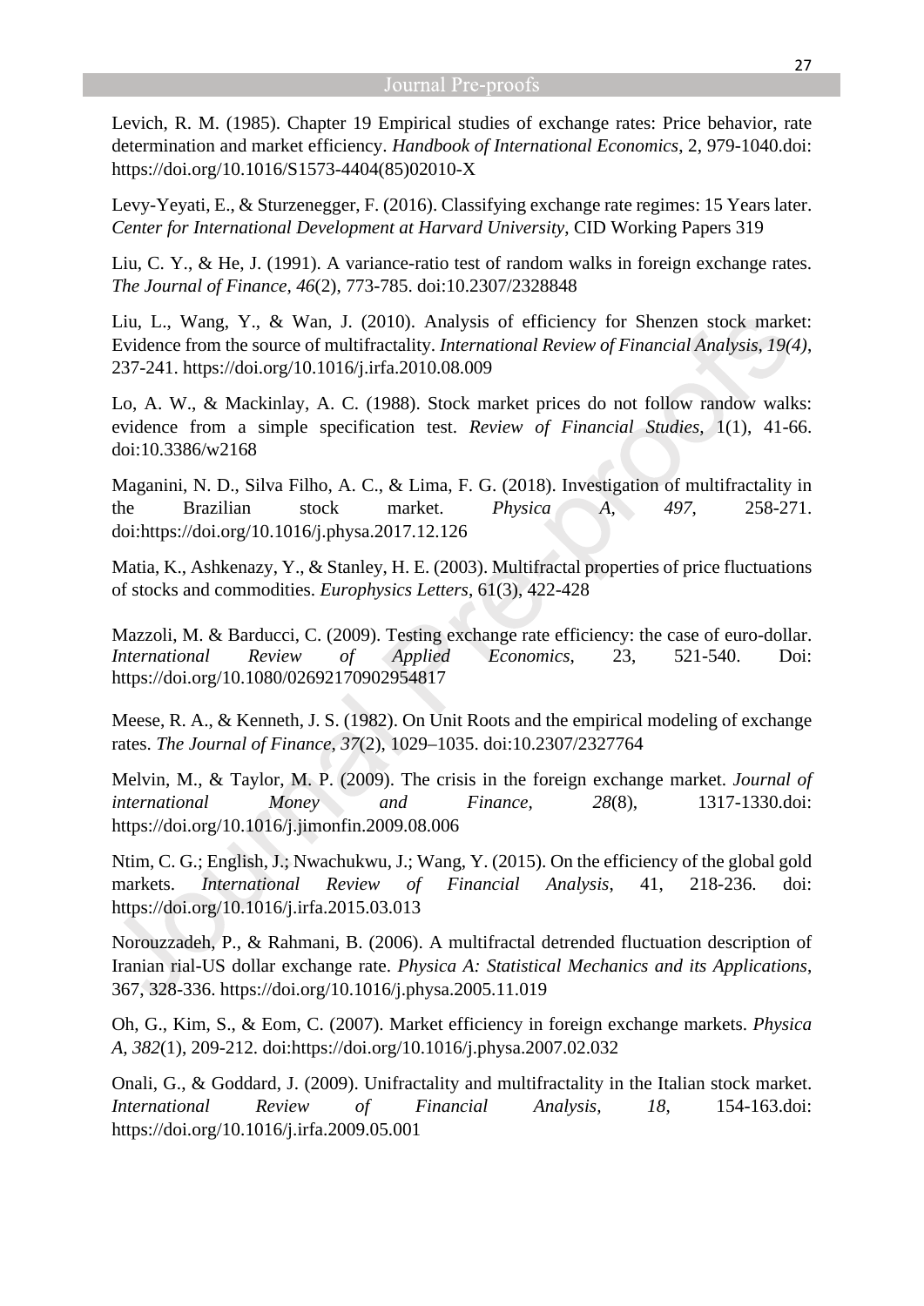Levich, R. M. (1985). Chapter 19 Empirical studies of exchange rates: Price behavior, rate determination and market efficiency. *Handbook of International Economics*, 2, 979-1040.doi: https://doi.org/10.1016/S1573-4404(85)02010-X

Levy-Yeyati, E., & Sturzenegger, F. (2016). Classifying exchange rate regimes: 15 Years later. *Center for International Development at Harvard University*, CID Working Papers 319

Liu, C. Y., & He, J. (1991). A variance-ratio test of random walks in foreign exchange rates. *The Journal of Finance, 46*(2), 773-785. doi:10.2307/2328848

Liu, L., Wang, Y., & Wan, J. (2010). Analysis of efficiency for Shenzen stock market: Evidence from the source of multifractality. *International Review of Financial Analysis, 19(4)*, 237-241. https://doi.org/10.1016/j.irfa.2010.08.009

Lo, A. W., & Mackinlay, A. C. (1988). Stock market prices do not follow randow walks: evidence from a simple specification test. *Review of Financial Studies*, 1(1), 41-66. doi:10.3386/w2168

Maganini, N. D., Silva Filho, A. C., & Lima, F. G. (2018). Investigation of multifractality in the Brazilian stock market. *Physica A, 497*, 258-271. doi:https://doi.org/10.1016/j.physa.2017.12.126

Matia, K., Ashkenazy, Y., & Stanley, H. E. (2003). Multifractal properties of price fluctuations of stocks and commodities. *Europhysics Letters*, 61(3), 422-428

Mazzoli, M. & Barducci, C. (2009). Testing exchange rate efficiency: the case of euro-dollar. *International Review of Applied Economics*, 23, 521-540. Doi: https://doi.org/10.1080/02692170902954817

Meese, R. A., & Kenneth, J. S. (1982). On Unit Roots and the empirical modeling of exchange rates. *The Journal of Finance, 37*(2), 1029–1035. doi:10.2307/2327764

Melvin, M., & Taylor, M. P. (2009). The crisis in the foreign exchange market. *Journal of international Money and Finance, 28*(8), 1317-1330.doi: https://doi.org/10.1016/j.jimonfin.2009.08.006

Ntim, C. G.; English, J.; Nwachukwu, J.; Wang, Y. (2015). On the efficiency of the global gold markets. *International Review of Financial Analysis*, 41, 218-236. doi: https://doi.org/10.1016/j.irfa.2015.03.013

Norouzzadeh, P., & Rahmani, B. (2006). A multifractal detrended fluctuation description of Iranian rial-US dollar exchange rate. *Physica A: Statistical Mechanics and its Applications*, 367, 328-336. https://doi.org/10.1016/j.physa.2005.11.019

Oh, G., Kim, S., & Eom, C. (2007). Market efficiency in foreign exchange markets. *Physica A, 382*(1), 209-212. doi:https://doi.org/10.1016/j.physa.2007.02.032

Onali, G., & Goddard, J. (2009). Unifractality and multifractality in the Italian stock market. *International Review of Financial Analysis, 18*, 154-163.doi: https://doi.org/10.1016/j.irfa.2009.05.001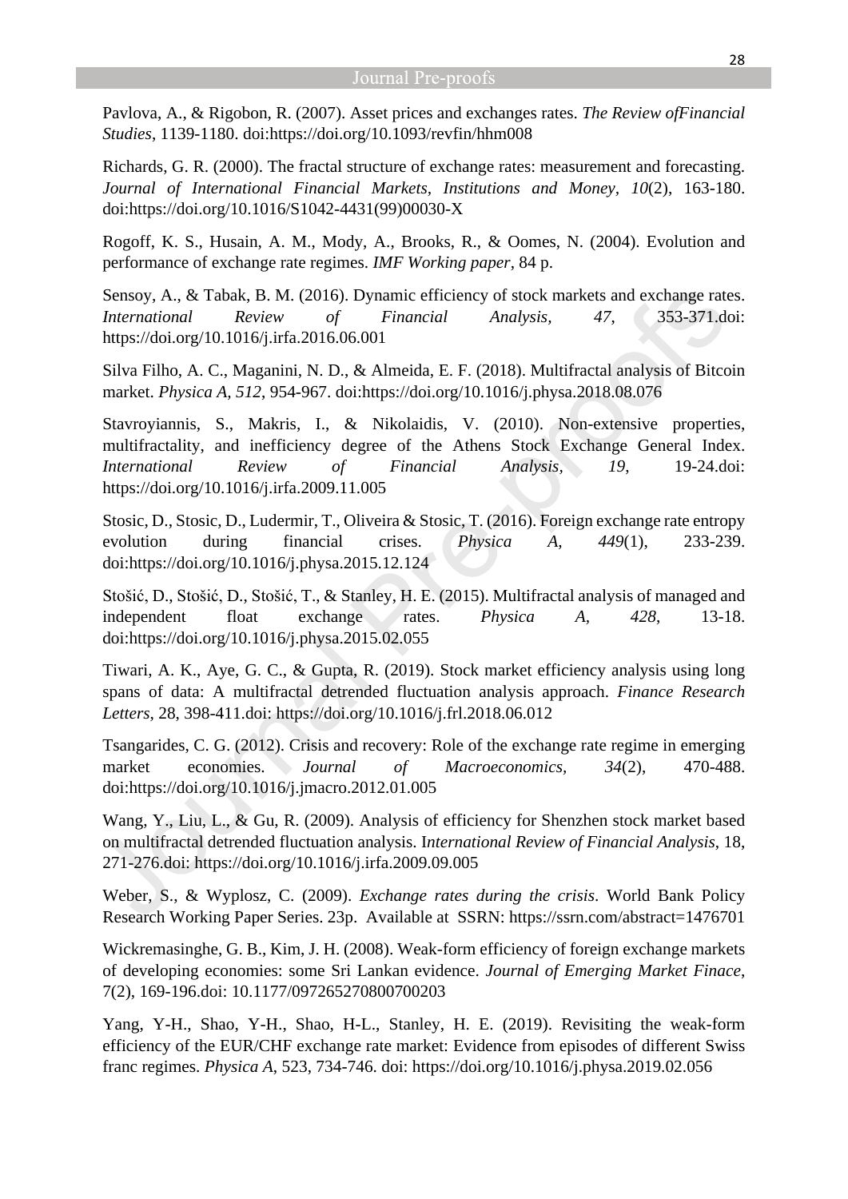Pavlova, A., & Rigobon, R. (2007). Asset prices and exchanges rates. *The Review ofFinancial Studies*, 1139-1180. doi:https://doi.org/10.1093/revfin/hhm008

Richards, G. R. (2000). The fractal structure of exchange rates: measurement and forecasting. *Journal of International Financial Markets, Institutions and Money, 10*(2), 163-180. doi:https://doi.org/10.1016/S1042-4431(99)00030-X

Rogoff, K. S., Husain, A. M., Mody, A., Brooks, R., & Oomes, N. (2004). Evolution and performance of exchange rate regimes. *IMF Working paper*, 84 p.

Sensoy, A., & Tabak, B. M. (2016). Dynamic efficiency of stock markets and exchange rates. *International Review of Financial Analysis, 47*, 353-371.doi: https://doi.org/10.1016/j.irfa.2016.06.001

Silva Filho, A. C., Maganini, N. D., & Almeida, E. F. (2018). Multifractal analysis of Bitcoin market. *Physica A, 512*, 954-967. doi:https://doi.org/10.1016/j.physa.2018.08.076

Stavroyiannis, S., Makris, I., & Nikolaidis, V. (2010). Non-extensive properties, multifractality, and inefficiency degree of the Athens Stock Exchange General Index. *International Review of Financial Analysis, 19*, 19-24.doi: https://doi.org/10.1016/j.irfa.2009.11.005

Stosic, D., Stosic, D., Ludermir, T., Oliveira & Stosic, T. (2016). Foreign exchange rate entropy evolution during financial crises. *Physica A, 449*(1), 233-239. doi:https://doi.org/10.1016/j.physa.2015.12.124

Stošić, D., Stošić, D., Stošić, T., & Stanley, H. E. (2015). Multifractal analysis of managed and independent float exchange rates. *Physica A, 428*, 13-18. doi:https://doi.org/10.1016/j.physa.2015.02.055

Tiwari, A. K., Aye, G. C., & Gupta, R. (2019). Stock market efficiency analysis using long spans of data: A multifractal detrended fluctuation analysis approach. *Finance Research Letters*, 28, 398-411.doi: https://doi.org/10.1016/j.frl.2018.06.012

Tsangarides, C. G. (2012). Crisis and recovery: Role of the exchange rate regime in emerging market economies. *Journal of Macroeconomics, 34*(2), 470-488. doi:https://doi.org/10.1016/j.jmacro.2012.01.005

Wang, Y., Liu, L., & Gu, R. (2009). Analysis of efficiency for Shenzhen stock market based on multifractal detrended fluctuation analysis. I*nternational Review of Financial Analysis*, 18, 271-276.doi: https://doi.org/10.1016/j.irfa.2009.09.005

Weber, S., & Wyplosz, C. (2009). *Exchange rates during the crisis*. World Bank Policy Research Working Paper Series. 23p. Available at SSRN: https://ssrn.com/abstract=1476701

Wickremasinghe, G. B., Kim, J. H. (2008). Weak-form efficiency of foreign exchange markets of developing economies: some Sri Lankan evidence. *Journal of Emerging Market Finace*, 7(2), 169-196.doi: 10.1177/097265270800700203

Yang, Y-H., Shao, Y-H., Shao, H-L., Stanley, H. E. (2019). Revisiting the weak-form efficiency of the EUR/CHF exchange rate market: Evidence from episodes of different Swiss franc regimes. *Physica A*, 523, 734-746. doi: https://doi.org/10.1016/j.physa.2019.02.056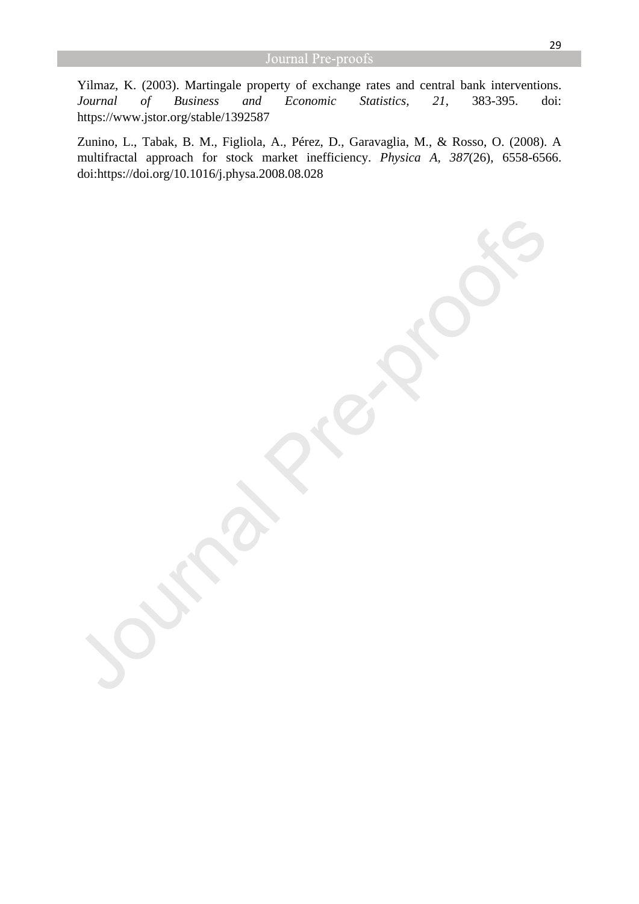Yilmaz, K. (2003). Martingale property of exchange rates and central bank interventions. *Journal of Business and Economic Statistics, 21*, 383-395. doi: https://www.jstor.org/stable/1392587

Zunino, L., Tabak, B. M., Figliola, A., Pérez, D., Garavaglia, M., & Rosso, O. (2008). A multifractal approach for stock market inefficiency. *Physica A*, *387*(26), 6558-6566. doi:https://doi.org/10.1016/j.physa.2008.08.028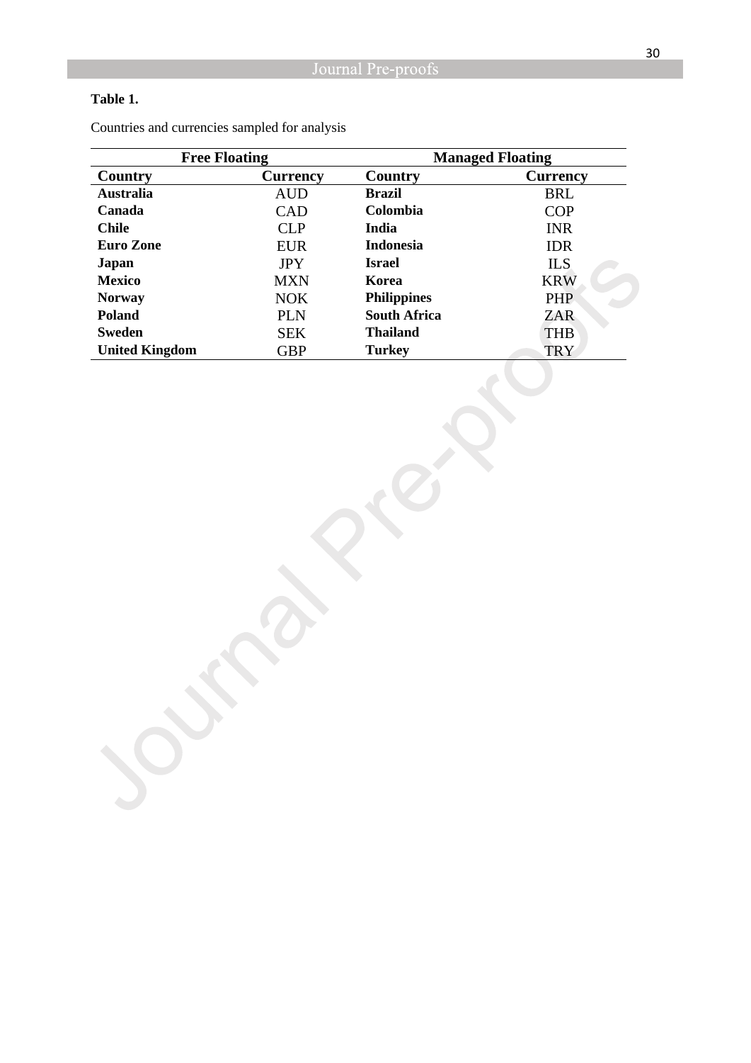**Table 1.**

Countries and currencies sampled for analysis

| Free Floating | | Managed Floating | |
|---|---|---|---|
| **Country** | **Currency** | **Country** | **Currency** |
| **Australia** | AUD | **Brazil** | BRL |
| **Canada** | CAD | **Colombia** | COP |
| **Chile** | CLP | **India** | INR |
| **Euro Zone** | EUR | **Indonesia** | IDR |
| **Japan** | JPY | **Israel** | ILS |
| **Mexico** | MXN | **Korea** | KRW |
| **Norway** | NOK | **Philippines** | PHP |
| **Poland** | PLN | **South Africa** | ZAR |
| **Sweden** | SEK | **Thailand** | THB |
| **United Kingdom** | GBP | **Turkey** | TRY |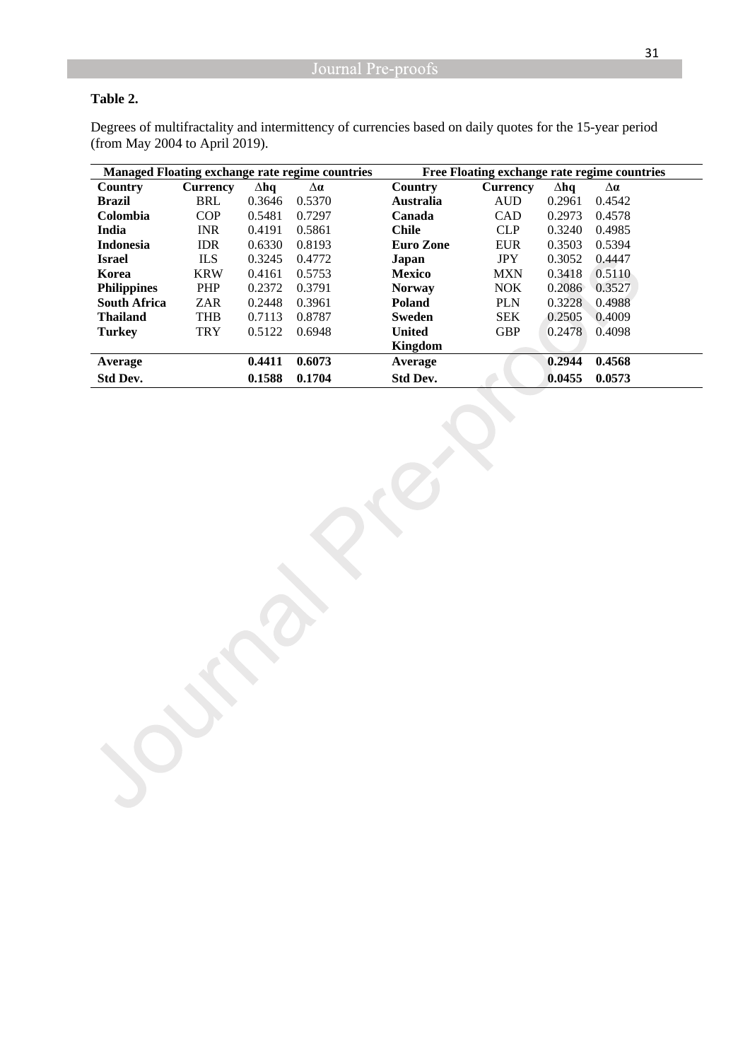**Table 2.**

Degrees of multifractality and intermittency of currencies based on daily quotes for the 15-year period (from May 2004 to April 2019).

| Managed Floating exchange rate regime countries | | | | Free Floating exchange rate regime countries | | | |
|---|---|---|---|---|---|---|---|
| **Country** | **Currency** | **Δhq** | **Δα** | **Country** | **Currency** | **Δhq** | **Δα** |
| **Brazil** | BRL | 0.3646 | 0.5370 | **Australia** | AUD | 0.2961 | 0.4542 |
| **Colombia** | COP | 0.5481 | 0.7297 | **Canada** | CAD | 0.2973 | 0.4578 |
| **India** | INR | 0.4191 | 0.5861 | **Chile** | CLP | 0.3240 | 0.4985 |
| **Indonesia** | IDR | 0.6330 | 0.8193 | **Euro Zone** | EUR | 0.3503 | 0.5394 |
| **Israel** | ILS | 0.3245 | 0.4772 | **Japan** | JPY | 0.3052 | 0.4447 |
| **Korea** | KRW | 0.4161 | 0.5753 | **Mexico** | MXN | 0.3418 | 0.5110 |
| **Philippines** | PHP | 0.2372 | 0.3791 | **Norway** | NOK | 0.2086 | 0.3527 |
| **South Africa** | ZAR | 0.2448 | 0.3961 | **Poland** | PLN | 0.3228 | 0.4988 |
| **Thailand** | THB | 0.7113 | 0.8787 | **Sweden** | SEK | 0.2505 | 0.4009 |
| **Turkey** | TRY | 0.5122 | 0.6948 | **United Kingdom** | GBP | 0.2478 | 0.4098 |
| **Average** | | **0.4411** | **0.6073** | **Average** | | **0.2944** | **0.4568** |
| **Std Dev.** | | **0.1588** | **0.1704** | **Std Dev.** | | **0.0455** | **0.0573** |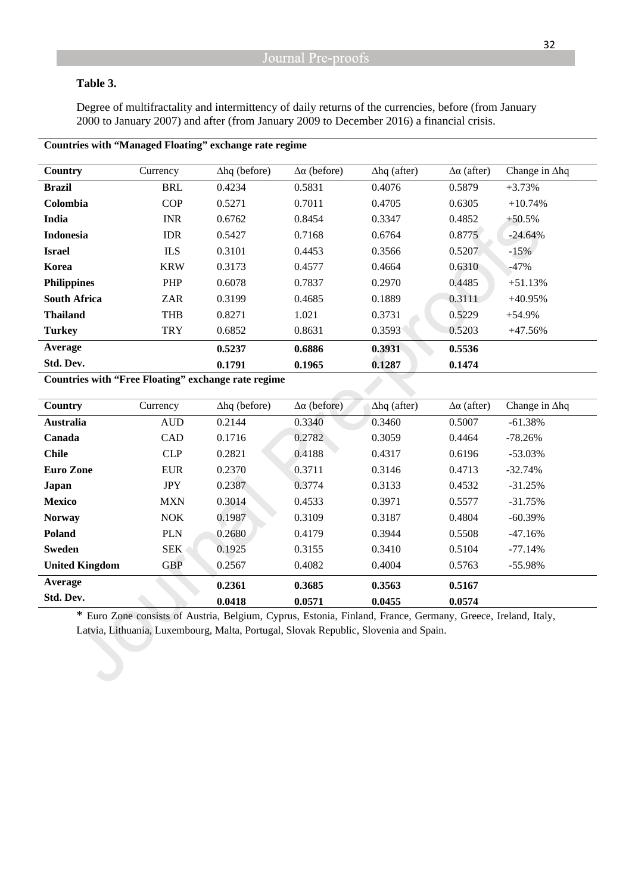**Table 3.**

Degree of multifractality and intermittency of daily returns of the currencies, before (from January 2000 to January 2007) and after (from January 2009 to December 2016) a financial crisis.

**Countries with "Managed Floating" exchange rate regime**

| Country | Currency | $\Delta hq$ (before) | $\Delta\alpha$ (before) | $\Delta hq$ (after) | $\Delta\alpha$ (after) | Change in $\Delta hq$ |
|---|---|---|---|---|---|---|
| **Brazil** | BRL | 0.4234 | 0.5831 | 0.4076 | 0.5879 | +3.73% |
| **Colombia** | COP | 0.5271 | 0.7011 | 0.4705 | 0.6305 | +10.74% |
| **India** | INR | 0.6762 | 0.8454 | 0.3347 | 0.4852 | +50.5% |
| **Indonesia** | IDR | 0.5427 | 0.7168 | 0.6764 | 0.8775 | -24.64% |
| **Israel** | ILS | 0.3101 | 0.4453 | 0.3566 | 0.5207 | -15% |
| **Korea** | KRW | 0.3173 | 0.4577 | 0.4664 | 0.6310 | -47% |
| **Philippines** | PHP | 0.6078 | 0.7837 | 0.2970 | 0.4485 | +51.13% |
| **South Africa** | ZAR | 0.3199 | 0.4685 | 0.1889 | 0.3111 | +40.95% |
| **Thailand** | THB | 0.8271 | 1.021 | 0.3731 | 0.5229 | +54.9% |
| **Turkey** | TRY | 0.6852 | 0.8631 | 0.3593 | 0.5203 | +47.56% |
| **Average** | | **0.5237** | **0.6886** | **0.3931** | **0.5536** | |
| **Std. Dev.** | | **0.1791** | **0.1965** | **0.1287** | **0.1474** | |

**Countries with "Free Floating" exchange rate regime**

| Country | Currency | $\Delta hq$ (before) | $\Delta\alpha$ (before) | $\Delta hq$ (after) | $\Delta\alpha$ (after) | Change in $\Delta hq$ |
|---|---|---|---|---|---|---|
| **Australia** | AUD | 0.2144 | 0.3340 | 0.3460 | 0.5007 | -61.38% |
| **Canada** | CAD | 0.1716 | 0.2782 | 0.3059 | 0.4464 | -78.26% |
| **Chile** | CLP | 0.2821 | 0.4188 | 0.4317 | 0.6196 | -53.03% |
| **Euro Zone** | EUR | 0.2370 | 0.3711 | 0.3146 | 0.4713 | -32.74% |
| **Japan** | JPY | 0.2387 | 0.3774 | 0.3133 | 0.4532 | -31.25% |
| **Mexico** | MXN | 0.3014 | 0.4533 | 0.3971 | 0.5577 | -31.75% |
| **Norway** | NOK | 0.1987 | 0.3109 | 0.3187 | 0.4804 | -60.39% |
| **Poland** | PLN | 0.2680 | 0.4179 | 0.3944 | 0.5508 | -47.16% |
| **Sweden** | SEK | 0.1925 | 0.3155 | 0.3410 | 0.5104 | -77.14% |
| **United Kingdom** | GBP | 0.2567 | 0.4082 | 0.4004 | 0.5763 | -55.98% |
| **Average** | | **0.2361** | **0.3685** | **0.3563** | **0.5167** | |
| **Std. Dev.** | | **0.0418** | **0.0571** | **0.0455** | **0.0574** | |

* Euro Zone consists of Austria, Belgium, Cyprus, Estonia, Finland, France, Germany, Greece, Ireland, Italy, Latvia, Lithuania, Luxembourg, Malta, Portugal, Slovak Republic, Slovenia and Spain.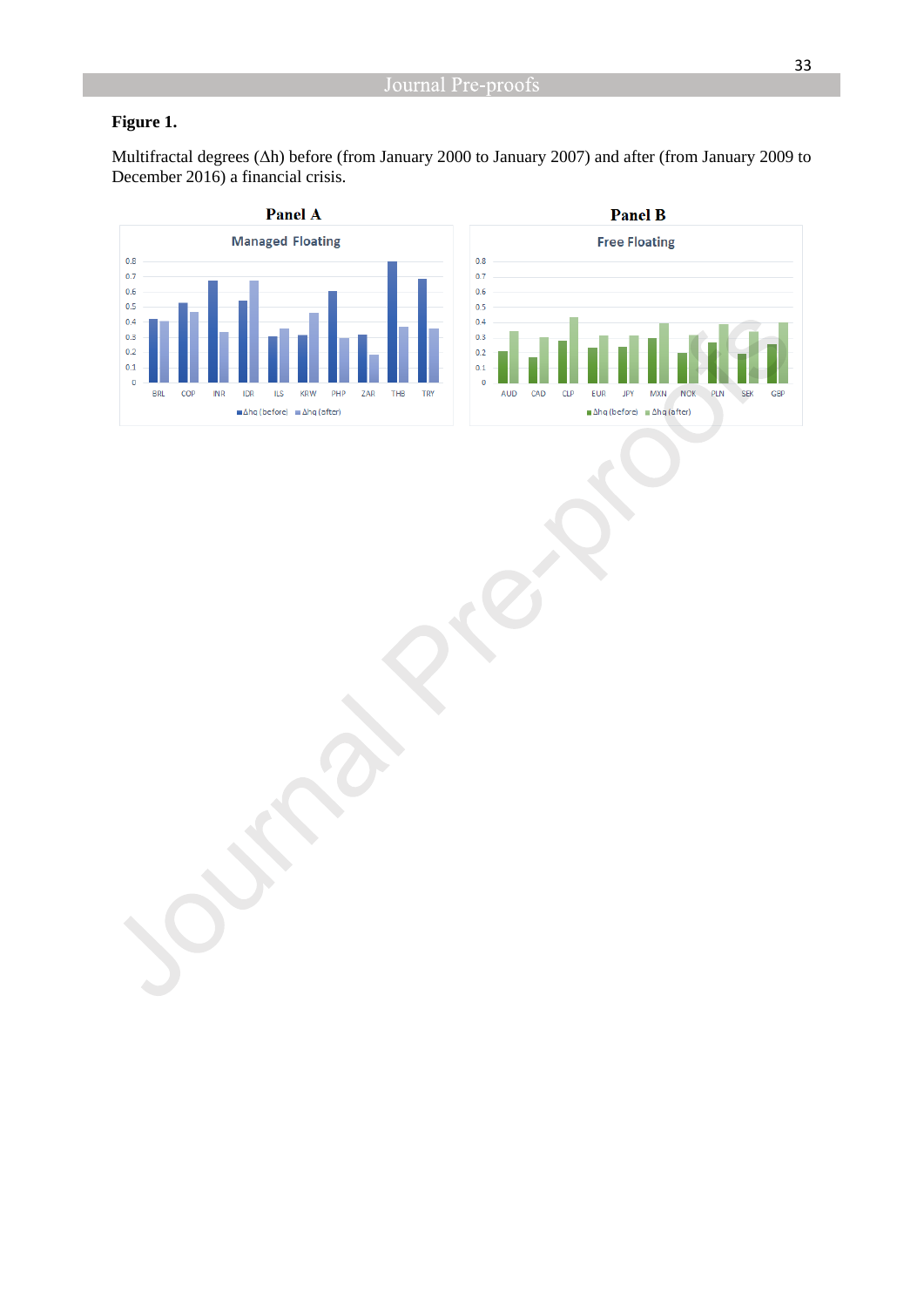**Figure 1.**

Multifractal degrees (Δh) before (from January 2000 to January 2007) and after (from January 2009 to December 2016) a financial crisis.

**Panel A**

**Panel B**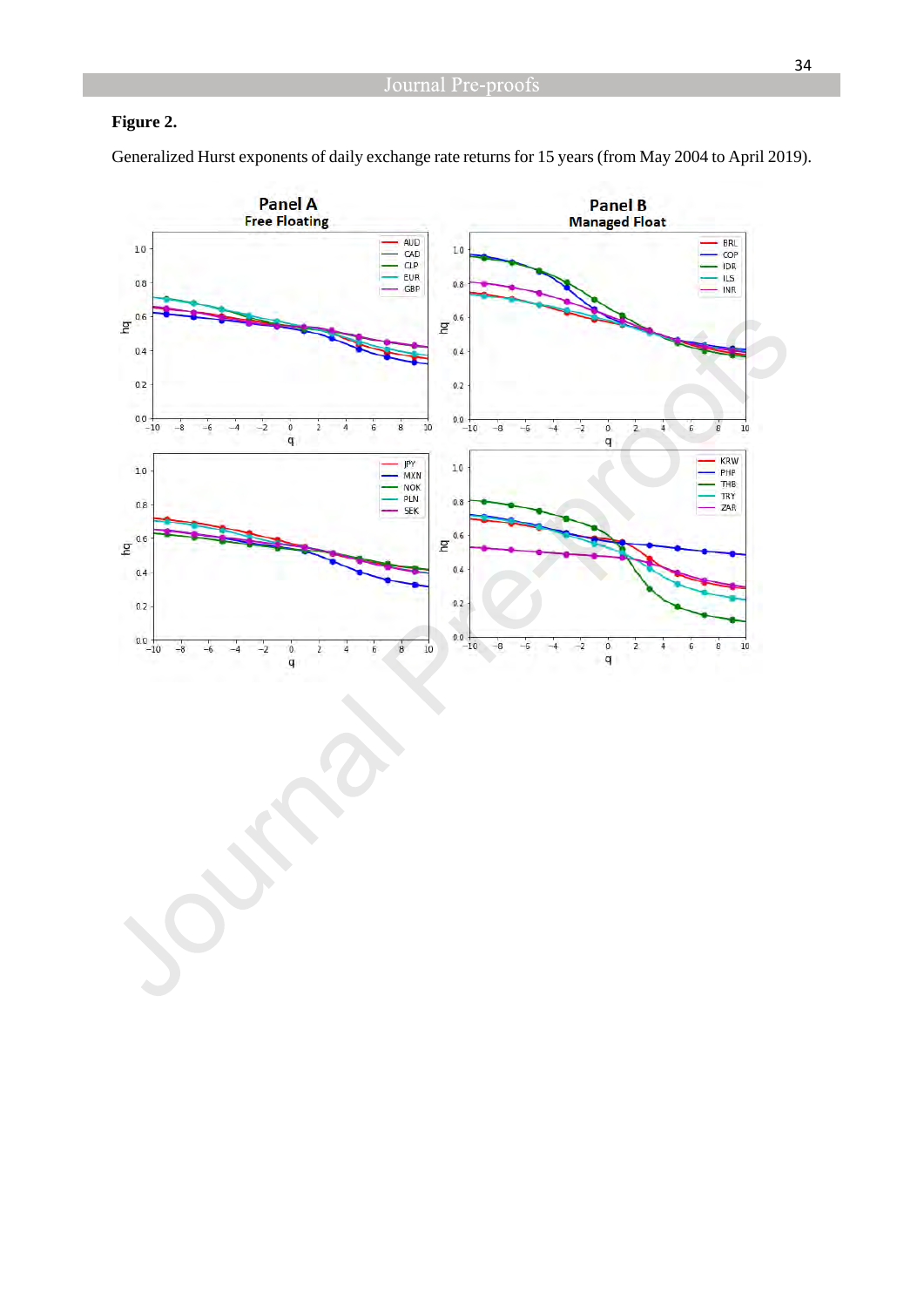**Figure 2.**

Generalized Hurst exponents of daily exchange rate returns for 15 years (from May 2004 to April 2019).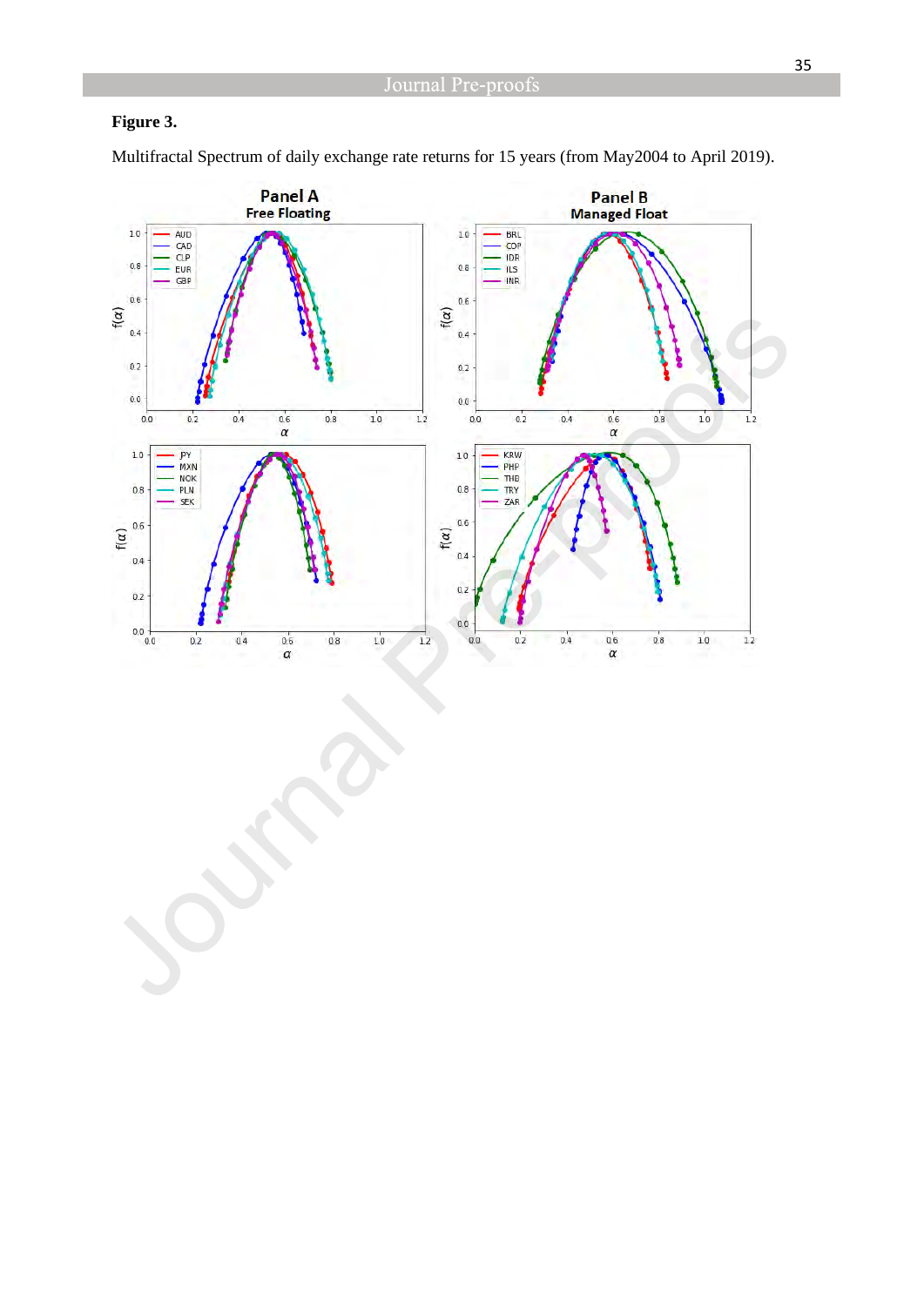**Figure 3.**

Multifractal Spectrum of daily exchange rate returns for 15 years (from May2004 to April 2019).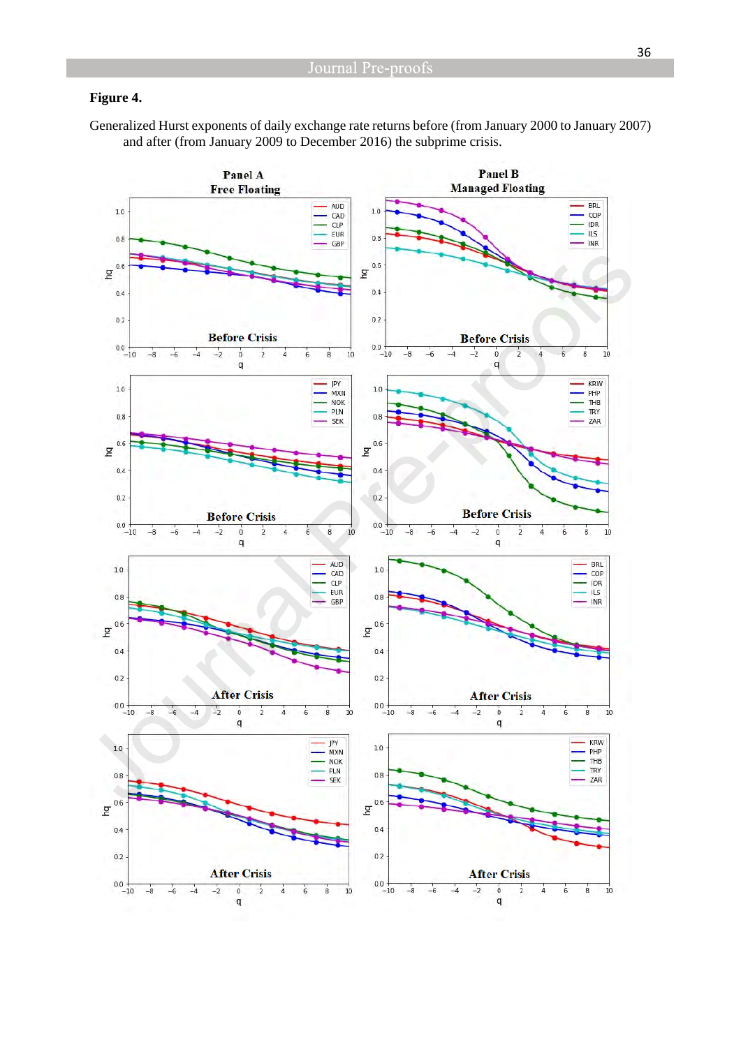**Figure 4.**

Generalized Hurst exponents of daily exchange rate returns before (from January 2000 to January 2007) and after (from January 2009 to December 2016) the subprime crisis.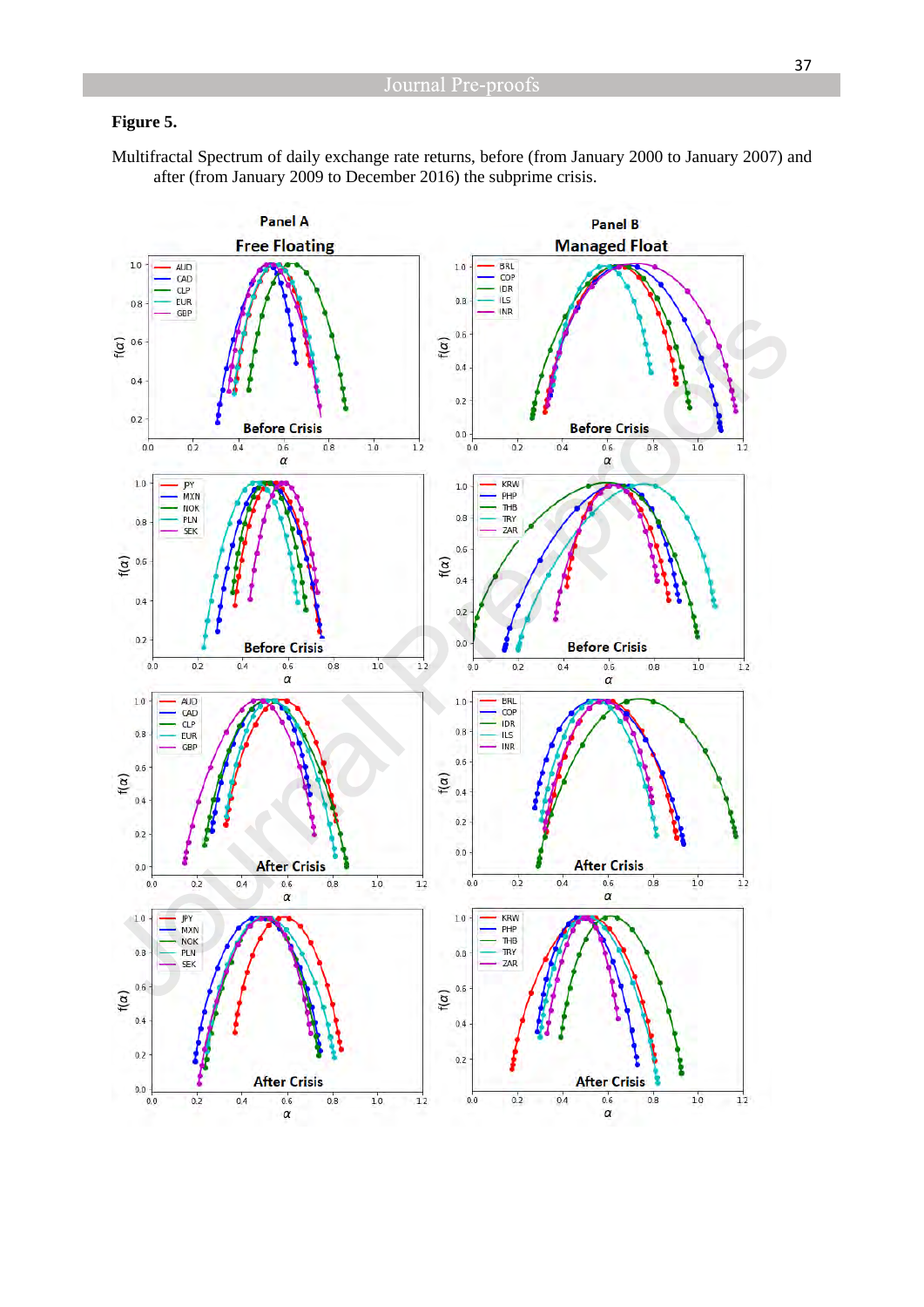**Figure 5.**

Multifractal Spectrum of daily exchange rate returns, before (from January 2000 to January 2007) and after (from January 2009 to December 2016) the subprime crisis.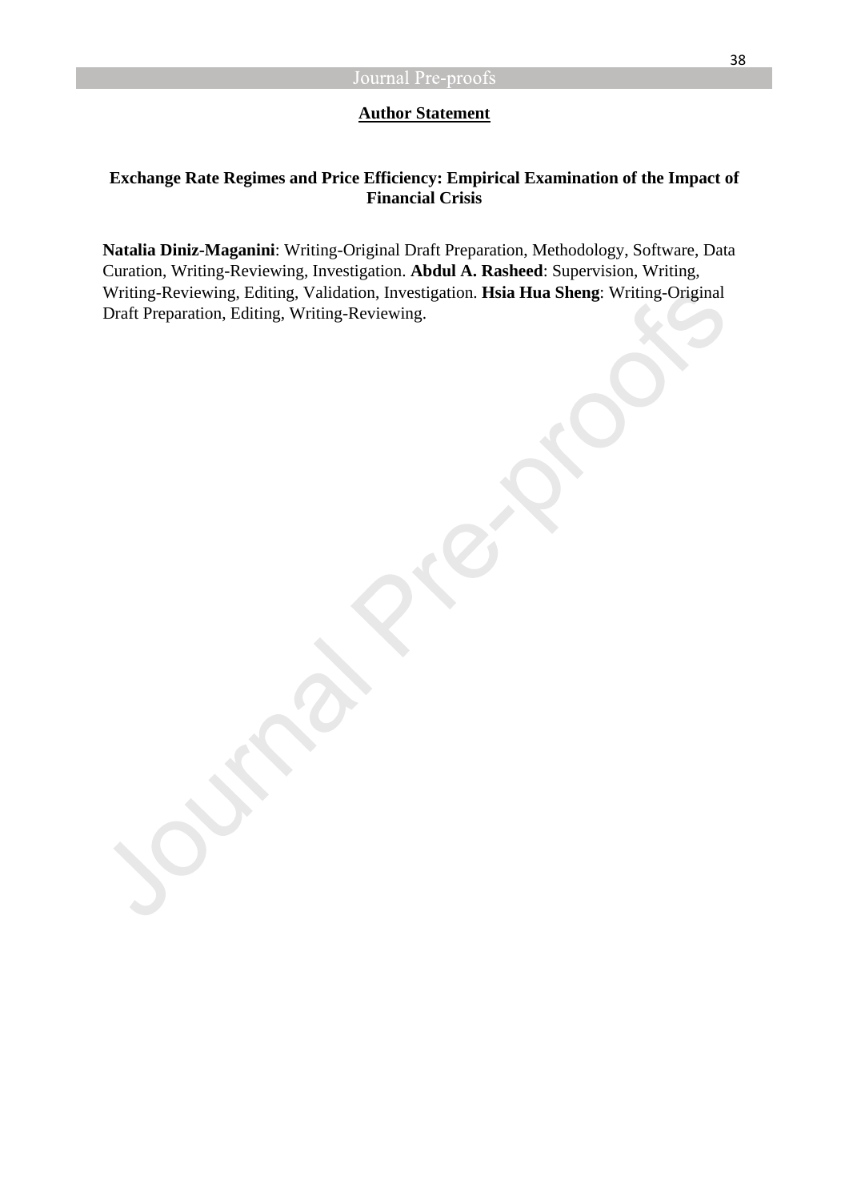## Author Statement

### Exchange Rate Regimes and Price Efficiency: Empirical Examination of the Impact of Financial Crisis

**Natalia Diniz-Maganini**: Writing-Original Draft Preparation, Methodology, Software, Data Curation, Writing-Reviewing, Investigation. **Abdul A. Rasheed**: Supervision, Writing, Writing-Reviewing, Editing, Validation, Investigation. **Hsia Hua Sheng**: Writing-Original Draft Preparation, Editing, Writing-Reviewing.